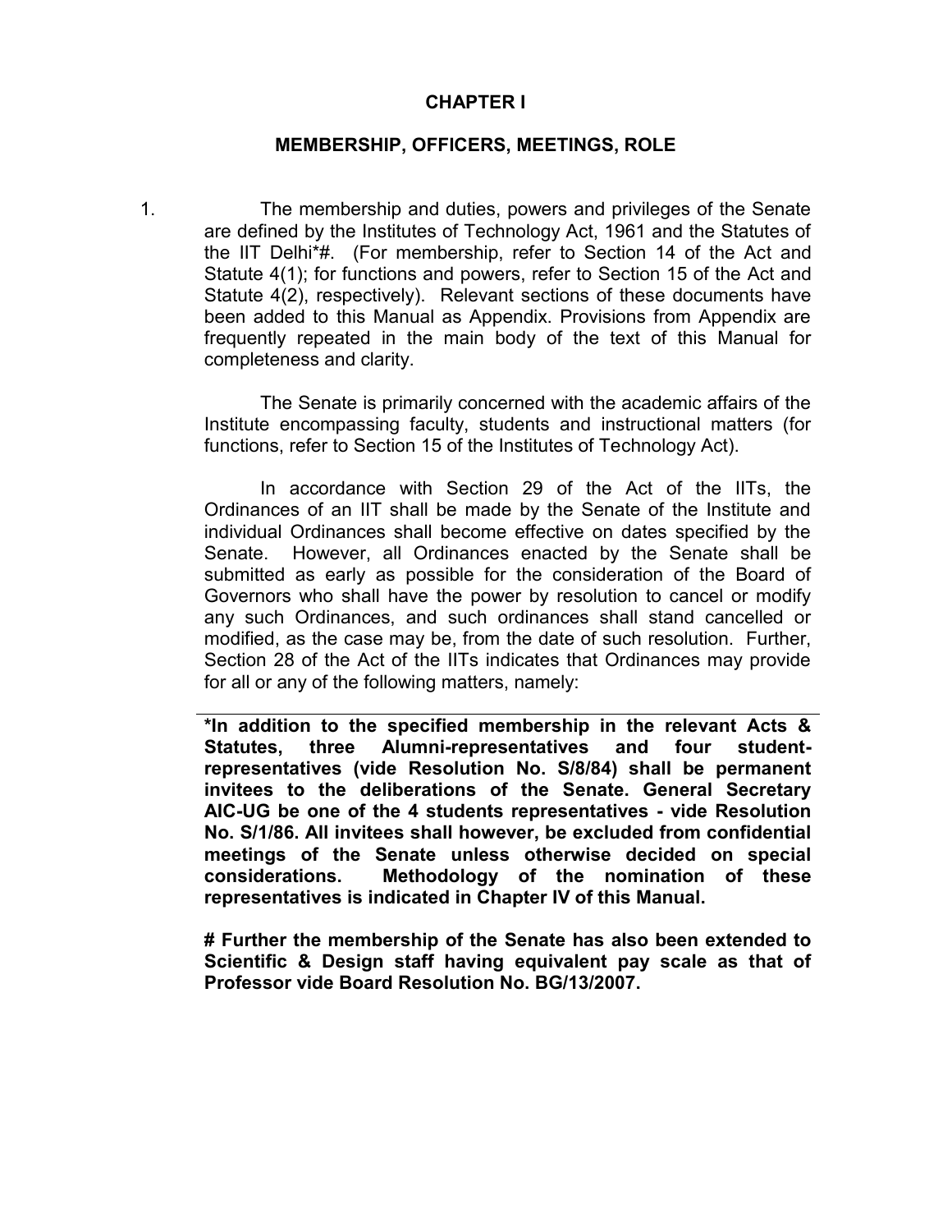# CHAPTER I

## MEMBERSHIP, OFFICERS, MEETINGS, ROLE

1. The membership and duties, powers and privileges of the Senate are defined by the Institutes of Technology Act, 1961 and the Statutes of the IIT Delhi*#. (For membership, refer to Section 14 of the Act and Statute 4(1); for functions and powers, refer to Section 15 of the Act and Statute 4(2), respectively). Relevant sections of these documents have been added to this Manual as Appendix. Provisions from Appendix are frequently repeated in the main body of the text of this Manual for completeness and clarity.

   The Senate is primarily concerned with the academic affairs of the Institute encompassing faculty, students and instructional matters (for functions, refer to Section 15 of the Institutes of Technology Act).

   In accordance with Section 29 of the Act of the IITs, the Ordinances of an IIT shall be made by the Senate of the Institute and individual Ordinances shall become effective on dates specified by the Senate. However, all Ordinances enacted by the Senate shall be submitted as early as possible for the consideration of the Board of Governors who shall have the power by resolution to cancel or modify any such Ordinances, and such ordinances shall stand cancelled or modified, as the case may be, from the date of such resolution. Further, Section 28 of the Act of the IITs indicates that Ordinances may provide for all or any of the following matters, namely:

---

**\*In addition to the specified membership in the relevant Acts & Statutes, three Alumni-representatives and four student-representatives (vide Resolution No. S/8/84) shall be permanent invitees to the deliberations of the Senate. General Secretary AIC-UG be one of the 4 students representatives - vide Resolution No. S/1/86. All invitees shall however, be excluded from confidential meetings of the Senate unless otherwise decided on special considerations. Methodology of the nomination of these representatives is indicated in Chapter IV of this Manual.**

**# Further the membership of the Senate has also been extended to Scientific & Design staff having equivalent pay scale as that of Professor vide Board Resolution No. BG/13/2007.**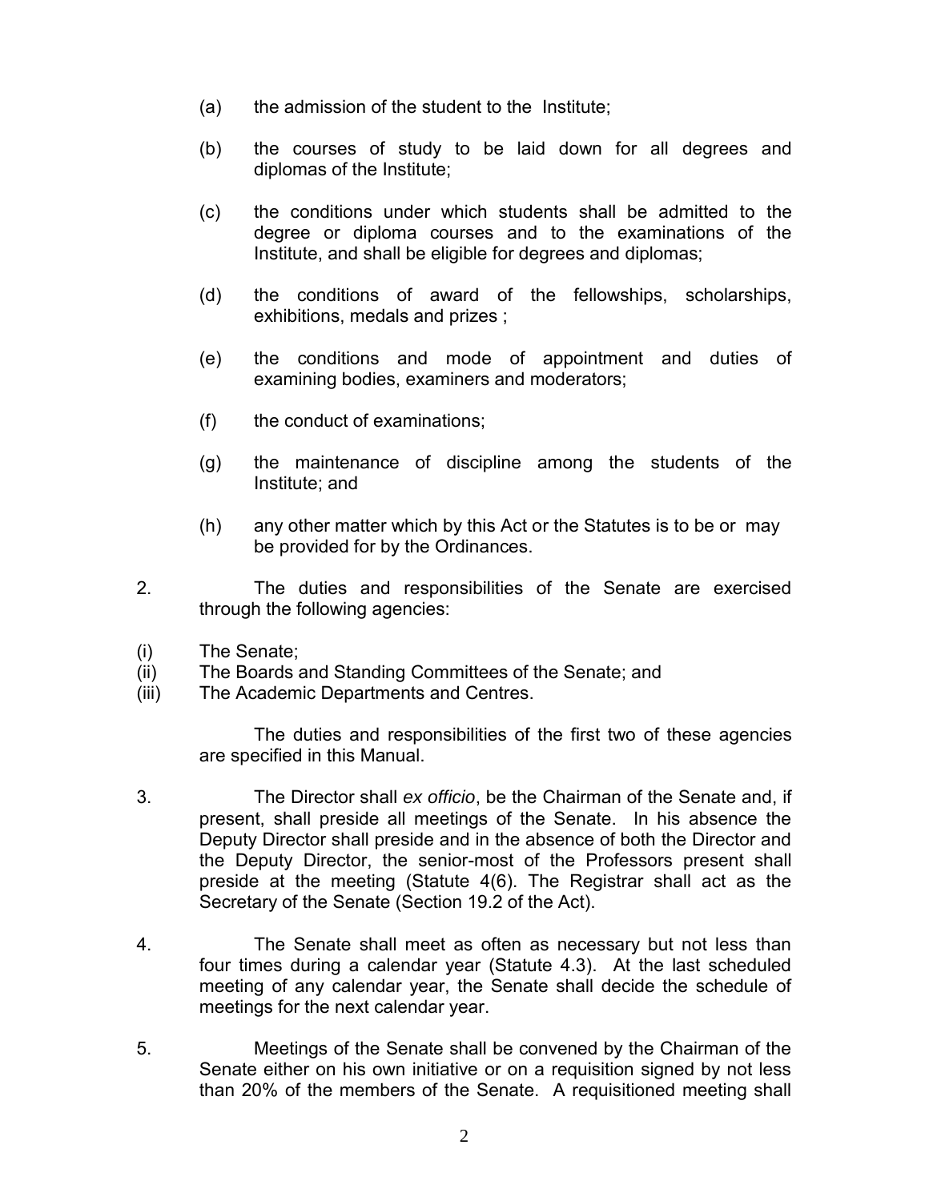(a) the admission of the student to the Institute;

(b) the courses of study to be laid down for all degrees and diplomas of the Institute;

(c) the conditions under which students shall be admitted to the degree or diploma courses and to the examinations of the Institute, and shall be eligible for degrees and diplomas;

(d) the conditions of award of the fellowships, scholarships, exhibitions, medals and prizes ;

(e) the conditions and mode of appointment and duties of examining bodies, examiners and moderators;

(f) the conduct of examinations;

(g) the maintenance of discipline among the students of the Institute; and

(h) any other matter which by this Act or the Statutes is to be or may be provided for by the Ordinances.

2. The duties and responsibilities of the Senate are exercised through the following agencies:

(i) The Senate;
(ii) The Boards and Standing Committees of the Senate; and
(iii) The Academic Departments and Centres.

The duties and responsibilities of the first two of these agencies are specified in this Manual.

3. The Director shall *ex officio*, be the Chairman of the Senate and, if present, shall preside all meetings of the Senate. In his absence the Deputy Director shall preside and in the absence of both the Director and the Deputy Director, the senior-most of the Professors present shall preside at the meeting (Statute 4(6). The Registrar shall act as the Secretary of the Senate (Section 19.2 of the Act).

4. The Senate shall meet as often as necessary but not less than four times during a calendar year (Statute 4.3). At the last scheduled meeting of any calendar year, the Senate shall decide the schedule of meetings for the next calendar year.

5. Meetings of the Senate shall be convened by the Chairman of the Senate either on his own initiative or on a requisition signed by not less than 20% of the members of the Senate. A requisitioned meeting shall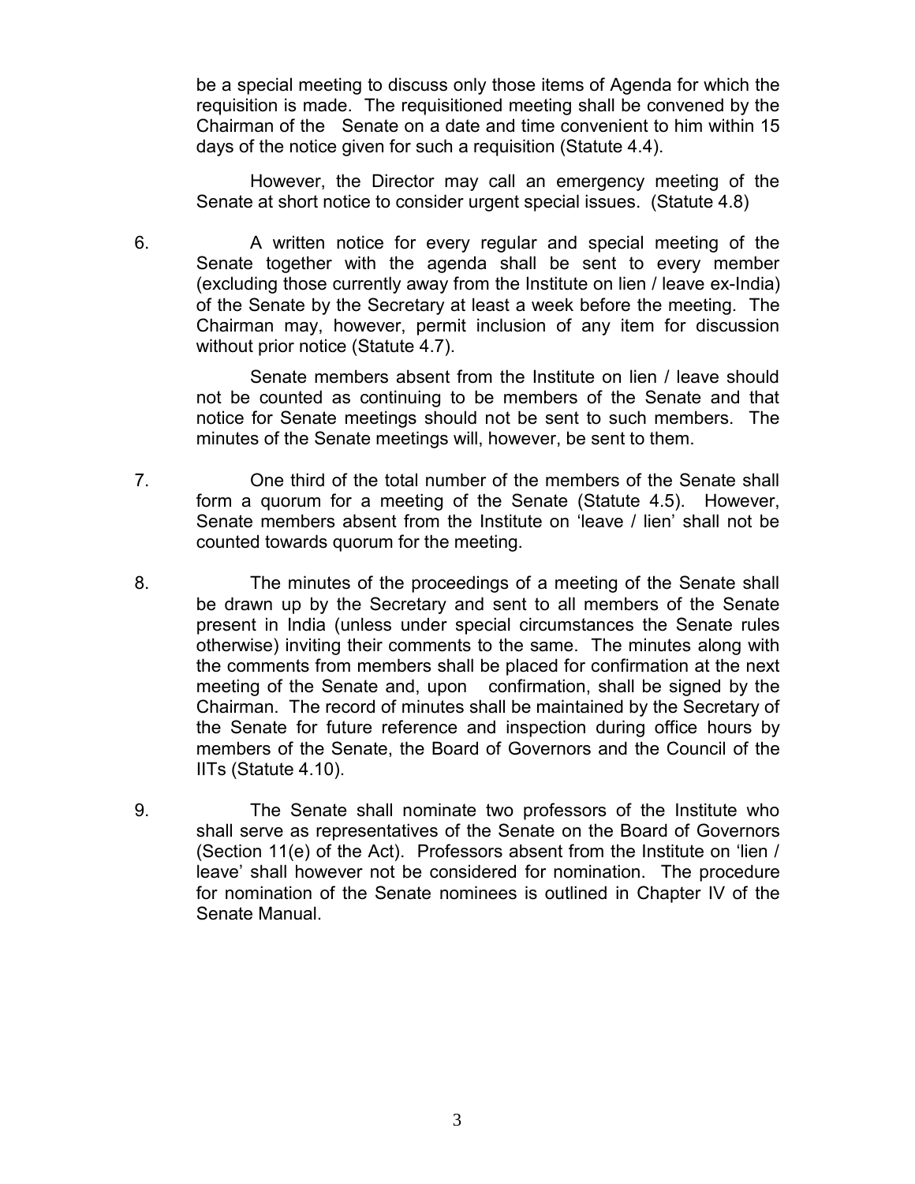be a special meeting to discuss only those items of Agenda for which the requisition is made. The requisitioned meeting shall be convened by the Chairman of the Senate on a date and time convenient to him within 15 days of the notice given for such a requisition (Statute 4.4).

However, the Director may call an emergency meeting of the Senate at short notice to consider urgent special issues. (Statute 4.8)

6. A written notice for every regular and special meeting of the Senate together with the agenda shall be sent to every member (excluding those currently away from the Institute on lien / leave ex-India) of the Senate by the Secretary at least a week before the meeting. The Chairman may, however, permit inclusion of any item for discussion without prior notice (Statute 4.7).

   Senate members absent from the Institute on lien / leave should not be counted as continuing to be members of the Senate and that notice for Senate meetings should not be sent to such members. The minutes of the Senate meetings will, however, be sent to them.

7. One third of the total number of the members of the Senate shall form a quorum for a meeting of the Senate (Statute 4.5). However, Senate members absent from the Institute on 'leave / lien' shall not be counted towards quorum for the meeting.

8. The minutes of the proceedings of a meeting of the Senate shall be drawn up by the Secretary and sent to all members of the Senate present in India (unless under special circumstances the Senate rules otherwise) inviting their comments to the same. The minutes along with the comments from members shall be placed for confirmation at the next meeting of the Senate and, upon confirmation, shall be signed by the Chairman. The record of minutes shall be maintained by the Secretary of the Senate for future reference and inspection during office hours by members of the Senate, the Board of Governors and the Council of the IITs (Statute 4.10).

9. The Senate shall nominate two professors of the Institute who shall serve as representatives of the Senate on the Board of Governors (Section 11(e) of the Act). Professors absent from the Institute on 'lien / leave' shall however not be considered for nomination. The procedure for nomination of the Senate nominees is outlined in Chapter IV of the Senate Manual.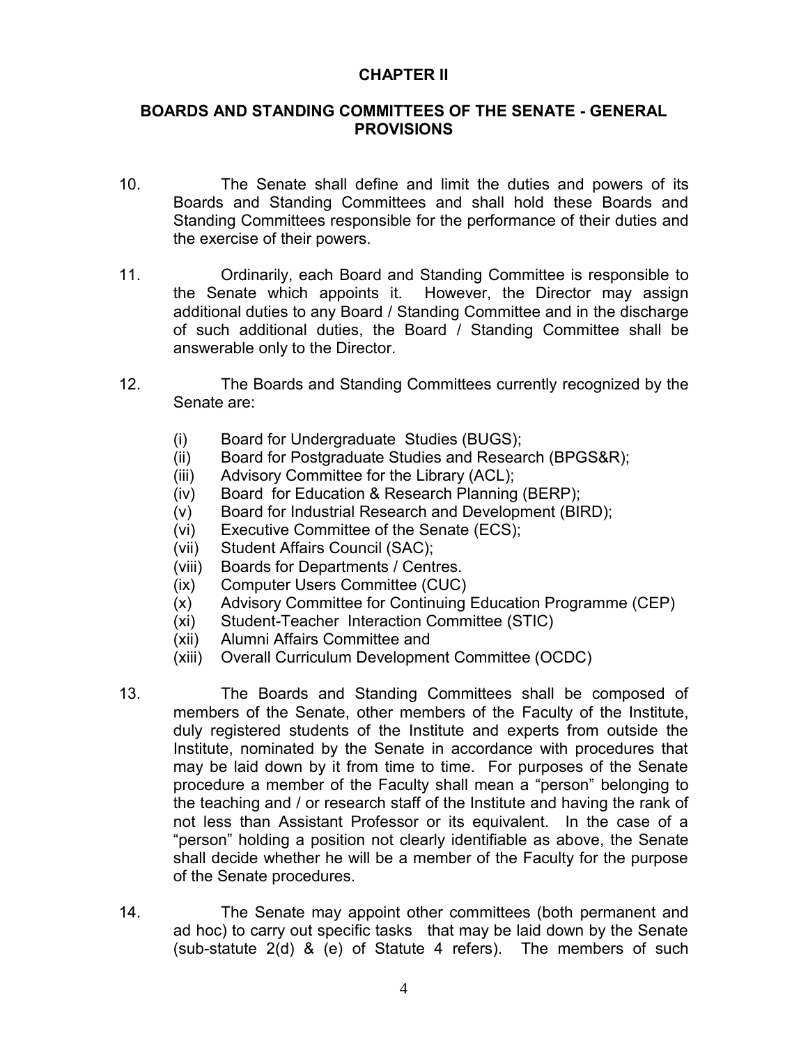## CHAPTER II

## BOARDS AND STANDING COMMITTEES OF THE SENATE - GENERAL PROVISIONS

10. The Senate shall define and limit the duties and powers of its Boards and Standing Committees and shall hold these Boards and Standing Committees responsible for the performance of their duties and the exercise of their powers.

11. Ordinarily, each Board and Standing Committee is responsible to the Senate which appoints it. However, the Director may assign additional duties to any Board / Standing Committee and in the discharge of such additional duties, the Board / Standing Committee shall be answerable only to the Director.

12. The Boards and Standing Committees currently recognized by the Senate are:

    (i) Board for Undergraduate Studies (BUGS);
    (ii) Board for Postgraduate Studies and Research (BPGS&R);
    (iii) Advisory Committee for the Library (ACL);
    (iv) Board for Education & Research Planning (BERP);
    (v) Board for Industrial Research and Development (BIRD);
    (vi) Executive Committee of the Senate (ECS);
    (vii) Student Affairs Council (SAC);
    (viii) Boards for Departments / Centres.
    (ix) Computer Users Committee (CUC)
    (x) Advisory Committee for Continuing Education Programme (CEP)
    (xi) Student-Teacher Interaction Committee (STIC)
    (xii) Alumni Affairs Committee and
    (xiii) Overall Curriculum Development Committee (OCDC)

13. The Boards and Standing Committees shall be composed of members of the Senate, other members of the Faculty of the Institute, duly registered students of the Institute and experts from outside the Institute, nominated by the Senate in accordance with procedures that may be laid down by it from time to time. For purposes of the Senate procedure a member of the Faculty shall mean a "person" belonging to the teaching and / or research staff of the Institute and having the rank of not less than Assistant Professor or its equivalent. In the case of a "person" holding a position not clearly identifiable as above, the Senate shall decide whether he will be a member of the Faculty for the purpose of the Senate procedures.

14. The Senate may appoint other committees (both permanent and ad hoc) to carry out specific tasks that may be laid down by the Senate (sub-statute 2(d) & (e) of Statute 4 refers). The members of such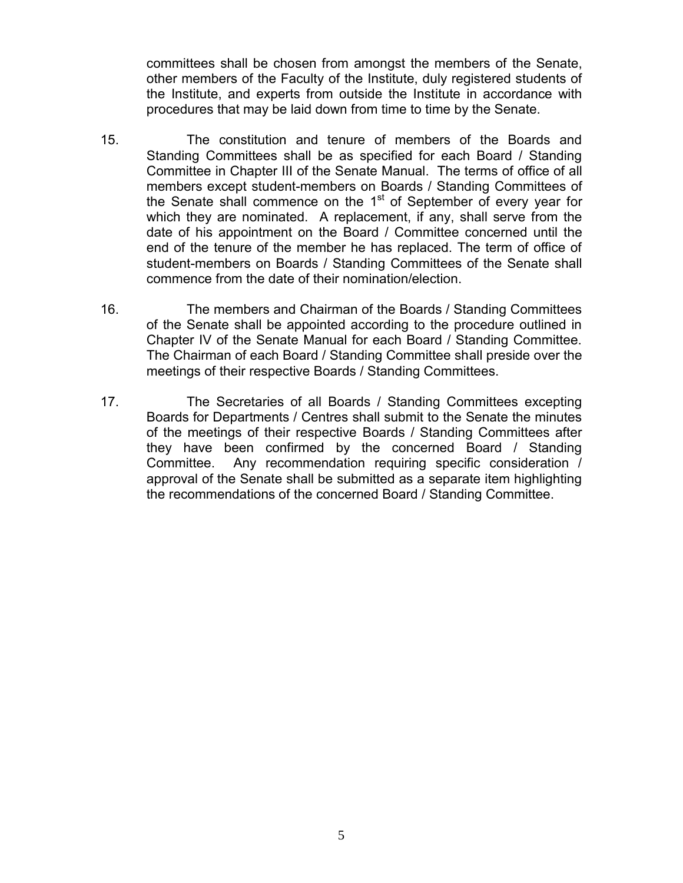committees shall be chosen from amongst the members of the Senate, other members of the Faculty of the Institute, duly registered students of the Institute, and experts from outside the Institute in accordance with procedures that may be laid down from time to time by the Senate.

15. The constitution and tenure of members of the Boards and Standing Committees shall be as specified for each Board / Standing Committee in Chapter III of the Senate Manual. The terms of office of all members except student-members on Boards / Standing Committees of the Senate shall commence on the 1st of September of every year for which they are nominated. A replacement, if any, shall serve from the date of his appointment on the Board / Committee concerned until the end of the tenure of the member he has replaced. The term of office of student-members on Boards / Standing Committees of the Senate shall commence from the date of their nomination/election.

16. The members and Chairman of the Boards / Standing Committees of the Senate shall be appointed according to the procedure outlined in Chapter IV of the Senate Manual for each Board / Standing Committee. The Chairman of each Board / Standing Committee shall preside over the meetings of their respective Boards / Standing Committees.

17. The Secretaries of all Boards / Standing Committees excepting Boards for Departments / Centres shall submit to the Senate the minutes of the meetings of their respective Boards / Standing Committees after they have been confirmed by the concerned Board / Standing Committee. Any recommendation requiring specific consideration / approval of the Senate shall be submitted as a separate item highlighting the recommendations of the concerned Board / Standing Committee.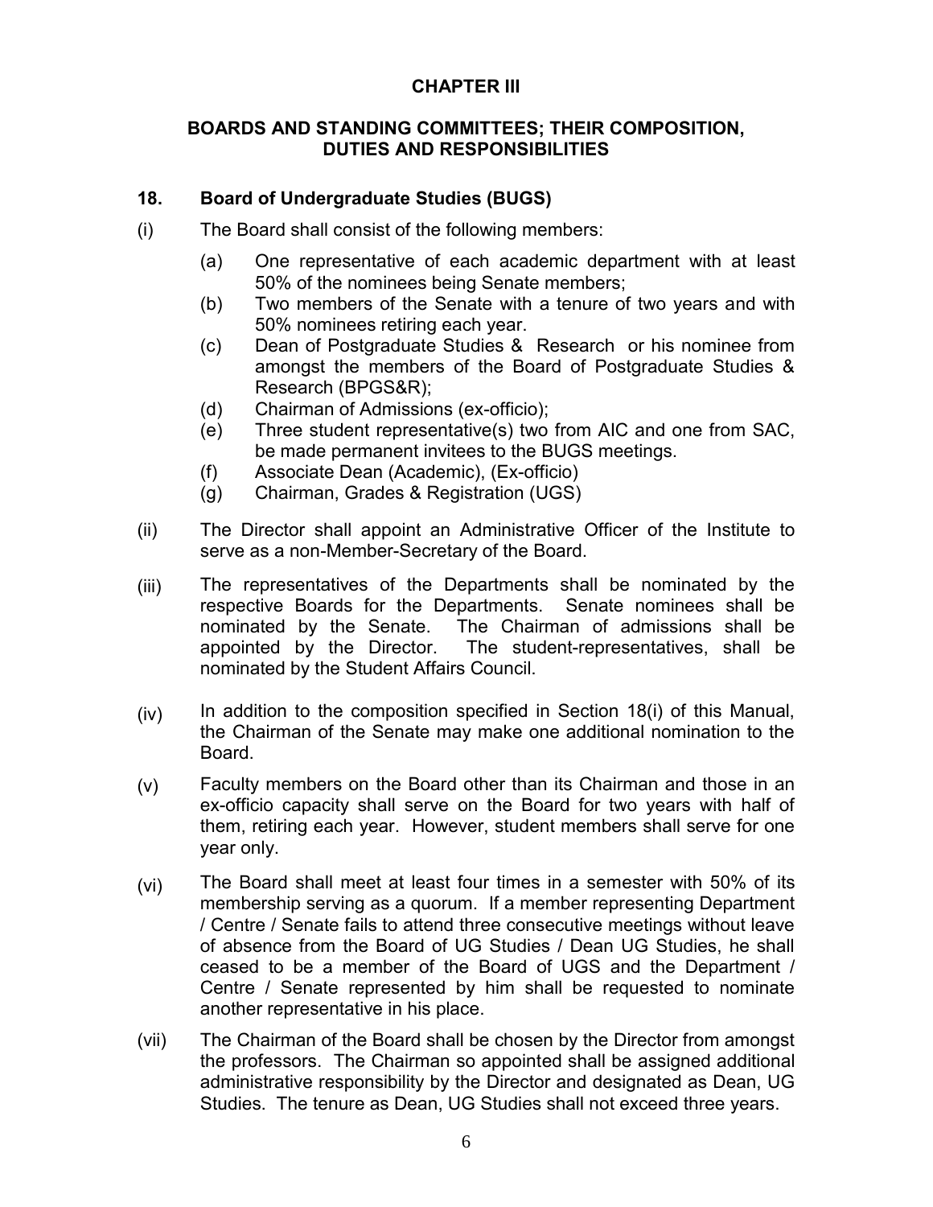# CHAPTER III

## BOARDS AND STANDING COMMITTEES; THEIR COMPOSITION, DUTIES AND RESPONSIBILITIES

### 18. Board of Undergraduate Studies (BUGS)

(i) The Board shall consist of the following members:

- (a) One representative of each academic department with at least 50% of the nominees being Senate members;
- (b) Two members of the Senate with a tenure of two years and with 50% nominees retiring each year.
- (c) Dean of Postgraduate Studies & Research or his nominee from amongst the members of the Board of Postgraduate Studies & Research (BPGS&R);
- (d) Chairman of Admissions (ex-officio);
- (e) Three student representative(s) two from AIC and one from SAC, be made permanent invitees to the BUGS meetings.
- (f) Associate Dean (Academic), (Ex-officio)
- (g) Chairman, Grades & Registration (UGS)

(ii) The Director shall appoint an Administrative Officer of the Institute to serve as a non-Member-Secretary of the Board.

(iii) The representatives of the Departments shall be nominated by the respective Boards for the Departments. Senate nominees shall be nominated by the Senate. The Chairman of admissions shall be appointed by the Director. The student-representatives, shall be nominated by the Student Affairs Council.

(iv) In addition to the composition specified in Section 18(i) of this Manual, the Chairman of the Senate may make one additional nomination to the Board.

(v) Faculty members on the Board other than its Chairman and those in an ex-officio capacity shall serve on the Board for two years with half of them, retiring each year. However, student members shall serve for one year only.

(vi) The Board shall meet at least four times in a semester with 50% of its membership serving as a quorum. If a member representing Department / Centre / Senate fails to attend three consecutive meetings without leave of absence from the Board of UG Studies / Dean UG Studies, he shall ceased to be a member of the Board of UGS and the Department / Centre / Senate represented by him shall be requested to nominate another representative in his place.

(vii) The Chairman of the Board shall be chosen by the Director from amongst the professors. The Chairman so appointed shall be assigned additional administrative responsibility by the Director and designated as Dean, UG Studies. The tenure as Dean, UG Studies shall not exceed three years.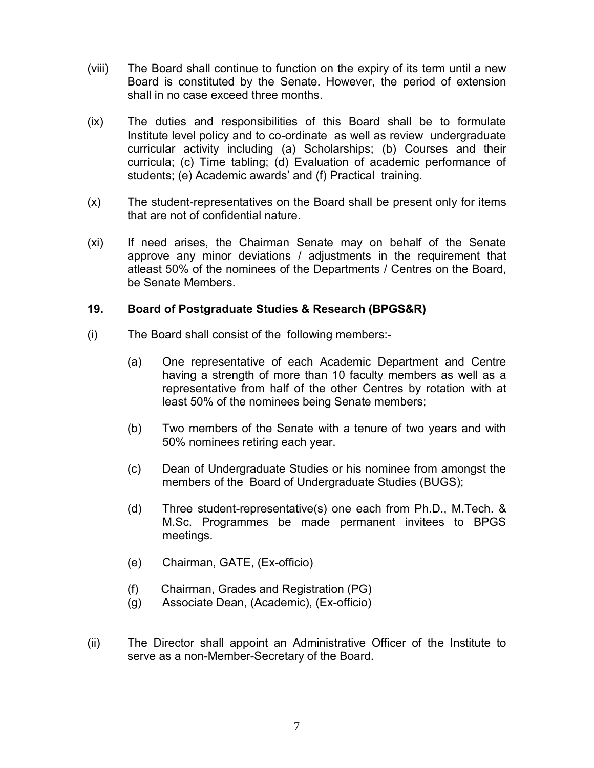(viii) The Board shall continue to function on the expiry of its term until a new Board is constituted by the Senate. However, the period of extension shall in no case exceed three months.

(ix) The duties and responsibilities of this Board shall be to formulate Institute level policy and to co-ordinate as well as review undergraduate curricular activity including (a) Scholarships; (b) Courses and their curricula; (c) Time tabling; (d) Evaluation of academic performance of students; (e) Academic awards' and (f) Practical training.

(x) The student-representatives on the Board shall be present only for items that are not of confidential nature.

(xi) If need arises, the Chairman Senate may on behalf of the Senate approve any minor deviations / adjustments in the requirement that atleast 50% of the nominees of the Departments / Centres on the Board, be Senate Members.

### 19. Board of Postgraduate Studies & Research (BPGS&R)

(i) The Board shall consist of the following members:-

(a) One representative of each Academic Department and Centre having a strength of more than 10 faculty members as well as a representative from half of the other Centres by rotation with at least 50% of the nominees being Senate members;

(b) Two members of the Senate with a tenure of two years and with 50% nominees retiring each year.

(c) Dean of Undergraduate Studies or his nominee from amongst the members of the Board of Undergraduate Studies (BUGS);

(d) Three student-representative(s) one each from Ph.D., M.Tech. & M.Sc. Programmes be made permanent invitees to BPGS meetings.

(e) Chairman, GATE, (Ex-officio)

(f) Chairman, Grades and Registration (PG)

(g) Associate Dean, (Academic), (Ex-officio)

(ii) The Director shall appoint an Administrative Officer of the Institute to serve as a non-Member-Secretary of the Board.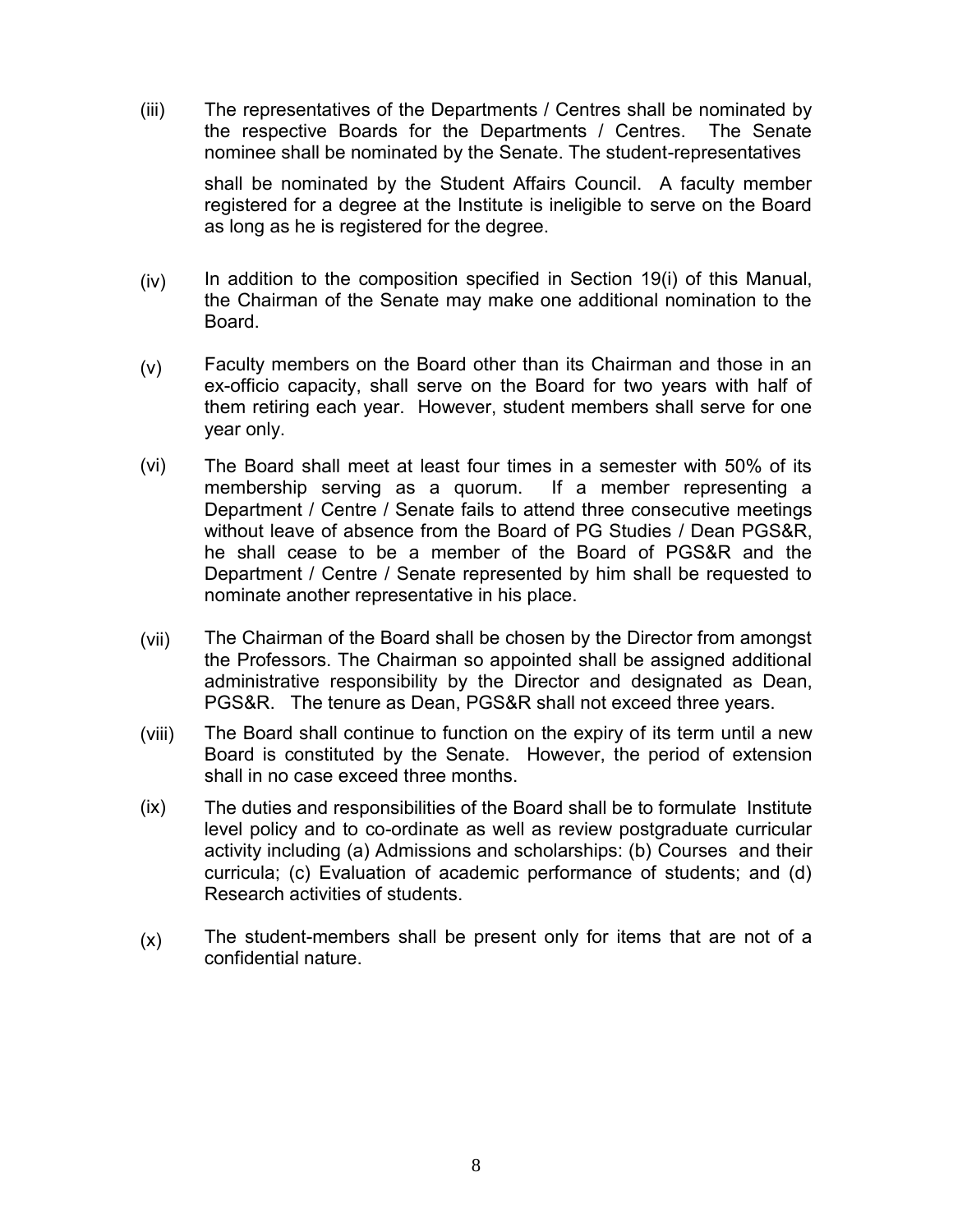(iii) The representatives of the Departments / Centres shall be nominated by the respective Boards for the Departments / Centres. The Senate nominee shall be nominated by the Senate. The student-representatives shall be nominated by the Student Affairs Council. A faculty member registered for a degree at the Institute is ineligible to serve on the Board as long as he is registered for the degree.

(iv) In addition to the composition specified in Section 19(i) of this Manual, the Chairman of the Senate may make one additional nomination to the Board.

(v) Faculty members on the Board other than its Chairman and those in an ex-officio capacity, shall serve on the Board for two years with half of them retiring each year. However, student members shall serve for one year only.

(vi) The Board shall meet at least four times in a semester with 50% of its membership serving as a quorum. If a member representing a Department / Centre / Senate fails to attend three consecutive meetings without leave of absence from the Board of PG Studies / Dean PGS&R, he shall cease to be a member of the Board of PGS&R and the Department / Centre / Senate represented by him shall be requested to nominate another representative in his place.

(vii) The Chairman of the Board shall be chosen by the Director from amongst the Professors. The Chairman so appointed shall be assigned additional administrative responsibility by the Director and designated as Dean, PGS&R. The tenure as Dean, PGS&R shall not exceed three years.

(viii) The Board shall continue to function on the expiry of its term until a new Board is constituted by the Senate. However, the period of extension shall in no case exceed three months.

(ix) The duties and responsibilities of the Board shall be to formulate Institute level policy and to co-ordinate as well as review postgraduate curricular activity including (a) Admissions and scholarships: (b) Courses and their curricula; (c) Evaluation of academic performance of students; and (d) Research activities of students.

(x) The student-members shall be present only for items that are not of a confidential nature.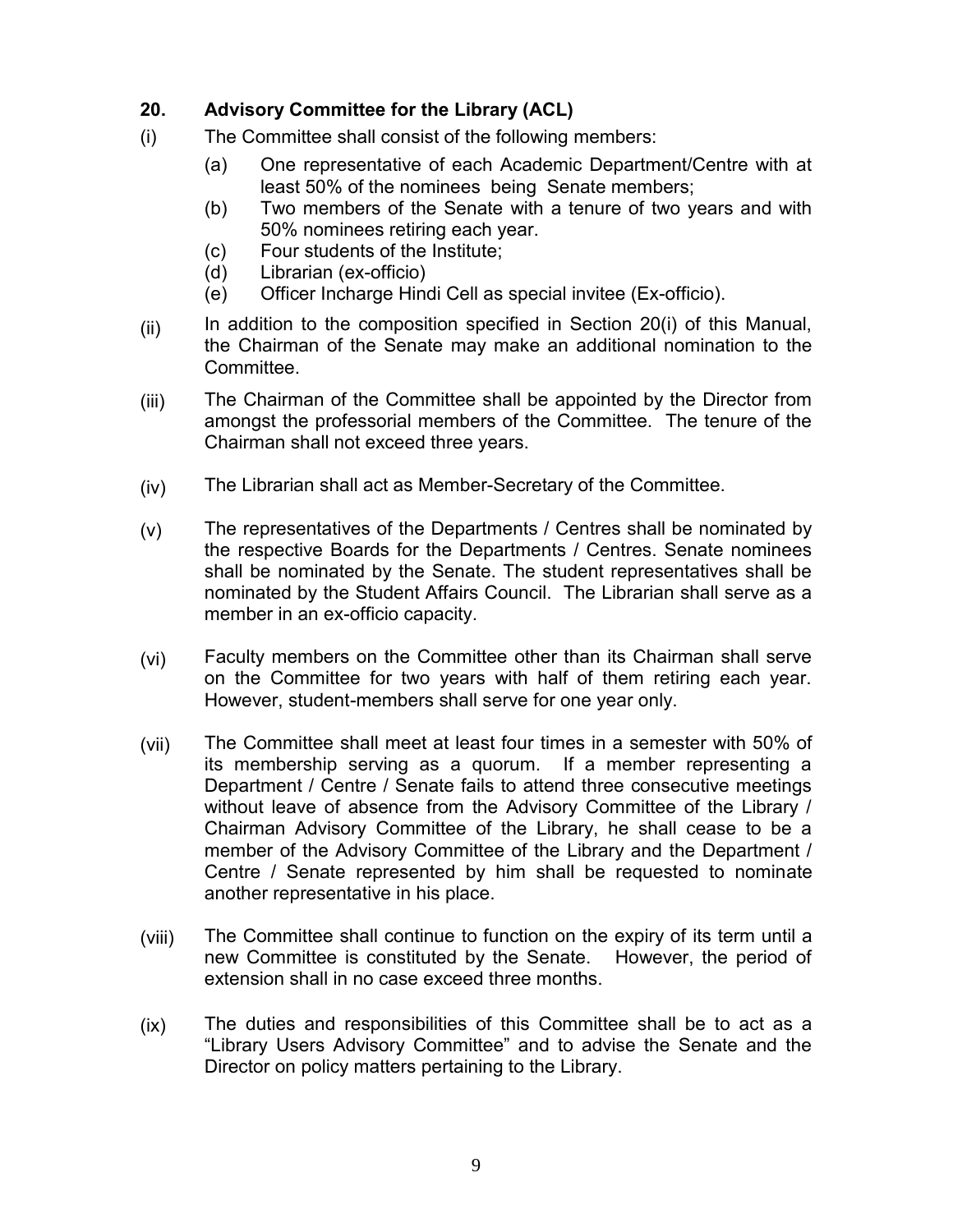## 20. Advisory Committee for the Library (ACL)

(i) The Committee shall consist of the following members:

   (a) One representative of each Academic Department/Centre with at least 50% of the nominees being Senate members;
   (b) Two members of the Senate with a tenure of two years and with 50% nominees retiring each year.
   (c) Four students of the Institute;
   (d) Librarian (ex-officio)
   (e) Officer Incharge Hindi Cell as special invitee (Ex-officio).

(ii) In addition to the composition specified in Section 20(i) of this Manual, the Chairman of the Senate may make an additional nomination to the Committee.

(iii) The Chairman of the Committee shall be appointed by the Director from amongst the professorial members of the Committee. The tenure of the Chairman shall not exceed three years.

(iv) The Librarian shall act as Member-Secretary of the Committee.

(v) The representatives of the Departments / Centres shall be nominated by the respective Boards for the Departments / Centres. Senate nominees shall be nominated by the Senate. The student representatives shall be nominated by the Student Affairs Council. The Librarian shall serve as a member in an ex-officio capacity.

(vi) Faculty members on the Committee other than its Chairman shall serve on the Committee for two years with half of them retiring each year. However, student-members shall serve for one year only.

(vii) The Committee shall meet at least four times in a semester with 50% of its membership serving as a quorum. If a member representing a Department / Centre / Senate fails to attend three consecutive meetings without leave of absence from the Advisory Committee of the Library / Chairman Advisory Committee of the Library, he shall cease to be a member of the Advisory Committee of the Library and the Department / Centre / Senate represented by him shall be requested to nominate another representative in his place.

(viii) The Committee shall continue to function on the expiry of its term until a new Committee is constituted by the Senate. However, the period of extension shall in no case exceed three months.

(ix) The duties and responsibilities of this Committee shall be to act as a "Library Users Advisory Committee" and to advise the Senate and the Director on policy matters pertaining to the Library.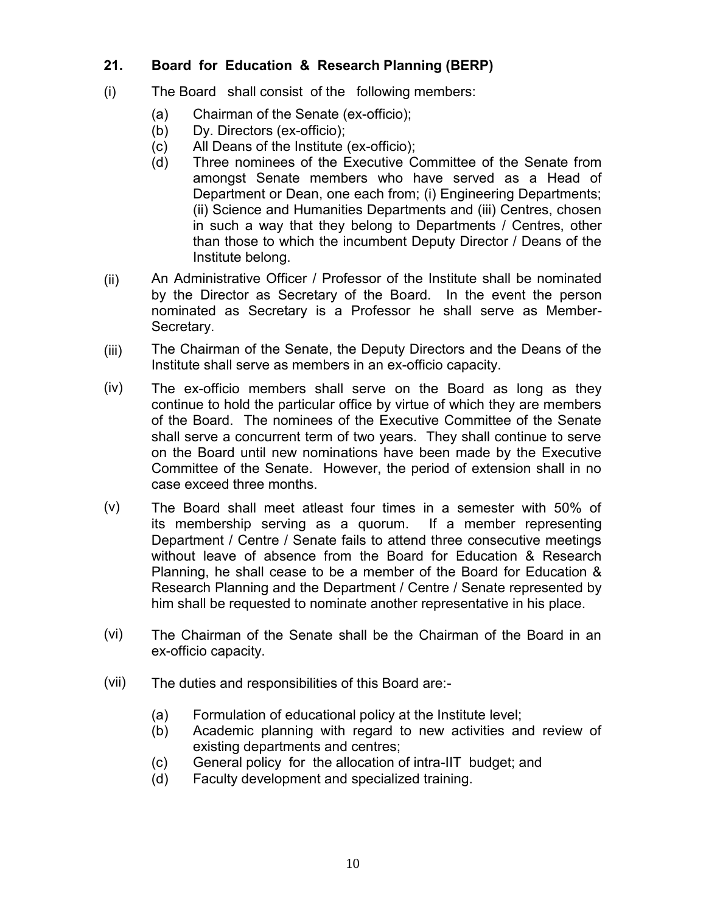## 21. Board for Education & Research Planning (BERP)

(i) The Board shall consist of the following members:

- (a) Chairman of the Senate (ex-officio);
- (b) Dy. Directors (ex-officio);
- (c) All Deans of the Institute (ex-officio);
- (d) Three nominees of the Executive Committee of the Senate from amongst Senate members who have served as a Head of Department or Dean, one each from; (i) Engineering Departments; (ii) Science and Humanities Departments and (iii) Centres, chosen in such a way that they belong to Departments / Centres, other than those to which the incumbent Deputy Director / Deans of the Institute belong.

(ii) An Administrative Officer / Professor of the Institute shall be nominated by the Director as Secretary of the Board. In the event the person nominated as Secretary is a Professor he shall serve as Member-Secretary.

(iii) The Chairman of the Senate, the Deputy Directors and the Deans of the Institute shall serve as members in an ex-officio capacity.

(iv) The ex-officio members shall serve on the Board as long as they continue to hold the particular office by virtue of which they are members of the Board. The nominees of the Executive Committee of the Senate shall serve a concurrent term of two years. They shall continue to serve on the Board until new nominations have been made by the Executive Committee of the Senate. However, the period of extension shall in no case exceed three months.

(v) The Board shall meet atleast four times in a semester with 50% of its membership serving as a quorum. If a member representing Department / Centre / Senate fails to attend three consecutive meetings without leave of absence from the Board for Education & Research Planning, he shall cease to be a member of the Board for Education & Research Planning and the Department / Centre / Senate represented by him shall be requested to nominate another representative in his place.

(vi) The Chairman of the Senate shall be the Chairman of the Board in an ex-officio capacity.

(vii) The duties and responsibilities of this Board are:-

- (a) Formulation of educational policy at the Institute level;
- (b) Academic planning with regard to new activities and review of existing departments and centres;
- (c) General policy for the allocation of intra-IIT budget; and
- (d) Faculty development and specialized training.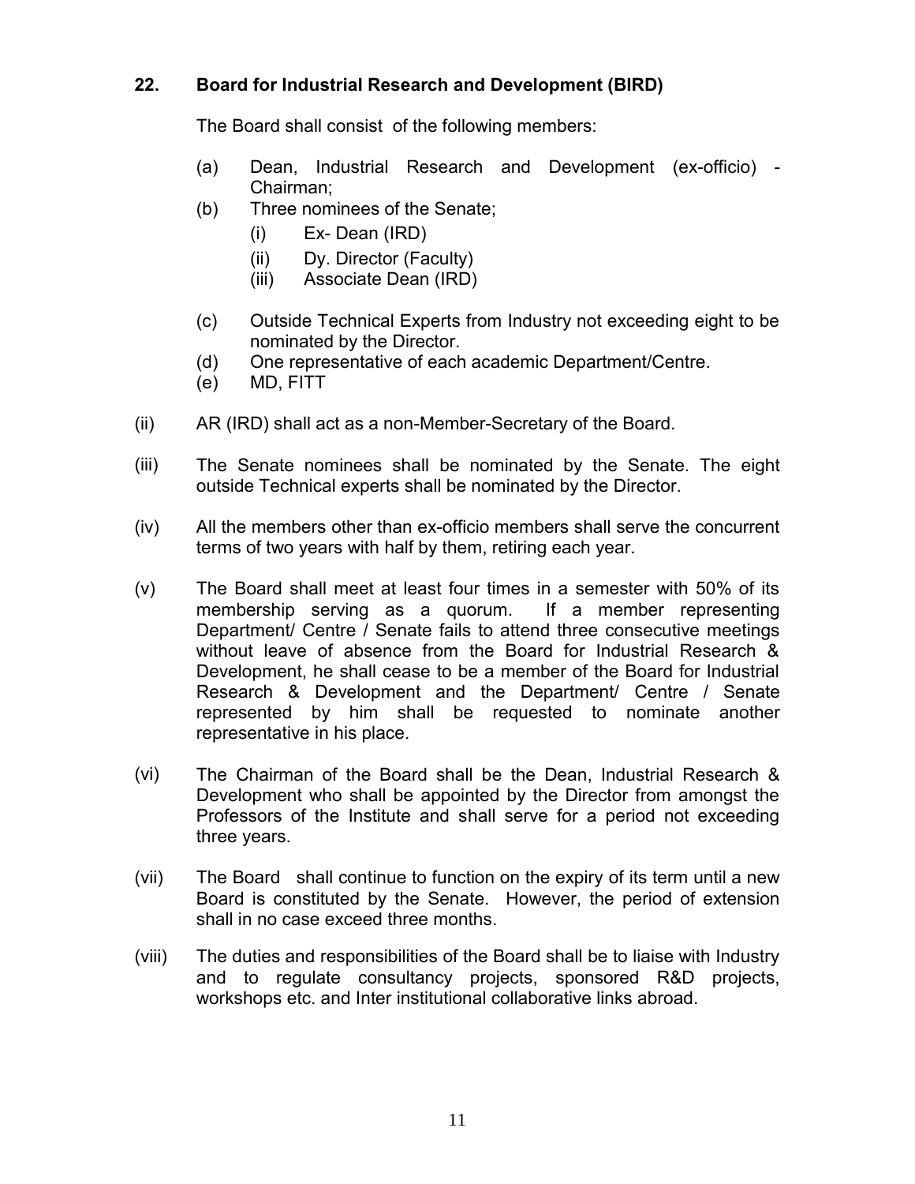## 22. Board for Industrial Research and Development (BIRD)

The Board shall consist of the following members:

- (a) Dean, Industrial Research and Development (ex-officio) - Chairman;
- (b) Three nominees of the Senate;
  - (i) Ex- Dean (IRD)
  - (ii) Dy. Director (Faculty)
  - (iii) Associate Dean (IRD)
- (c) Outside Technical Experts from Industry not exceeding eight to be nominated by the Director.
- (d) One representative of each academic Department/Centre.
- (e) MD, FITT

(ii) AR (IRD) shall act as a non-Member-Secretary of the Board.

(iii) The Senate nominees shall be nominated by the Senate. The eight outside Technical experts shall be nominated by the Director.

(iv) All the members other than ex-officio members shall serve the concurrent terms of two years with half by them, retiring each year.

(v) The Board shall meet at least four times in a semester with 50% of its membership serving as a quorum. If a member representing Department/ Centre / Senate fails to attend three consecutive meetings without leave of absence from the Board for Industrial Research & Development, he shall cease to be a member of the Board for Industrial Research & Development and the Department/ Centre / Senate represented by him shall be requested to nominate another representative in his place.

(vi) The Chairman of the Board shall be the Dean, Industrial Research & Development who shall be appointed by the Director from amongst the Professors of the Institute and shall serve for a period not exceeding three years.

(vii) The Board shall continue to function on the expiry of its term until a new Board is constituted by the Senate. However, the period of extension shall in no case exceed three months.

(viii) The duties and responsibilities of the Board shall be to liaise with Industry and to regulate consultancy projects, sponsored R&D projects, workshops etc. and Inter institutional collaborative links abroad.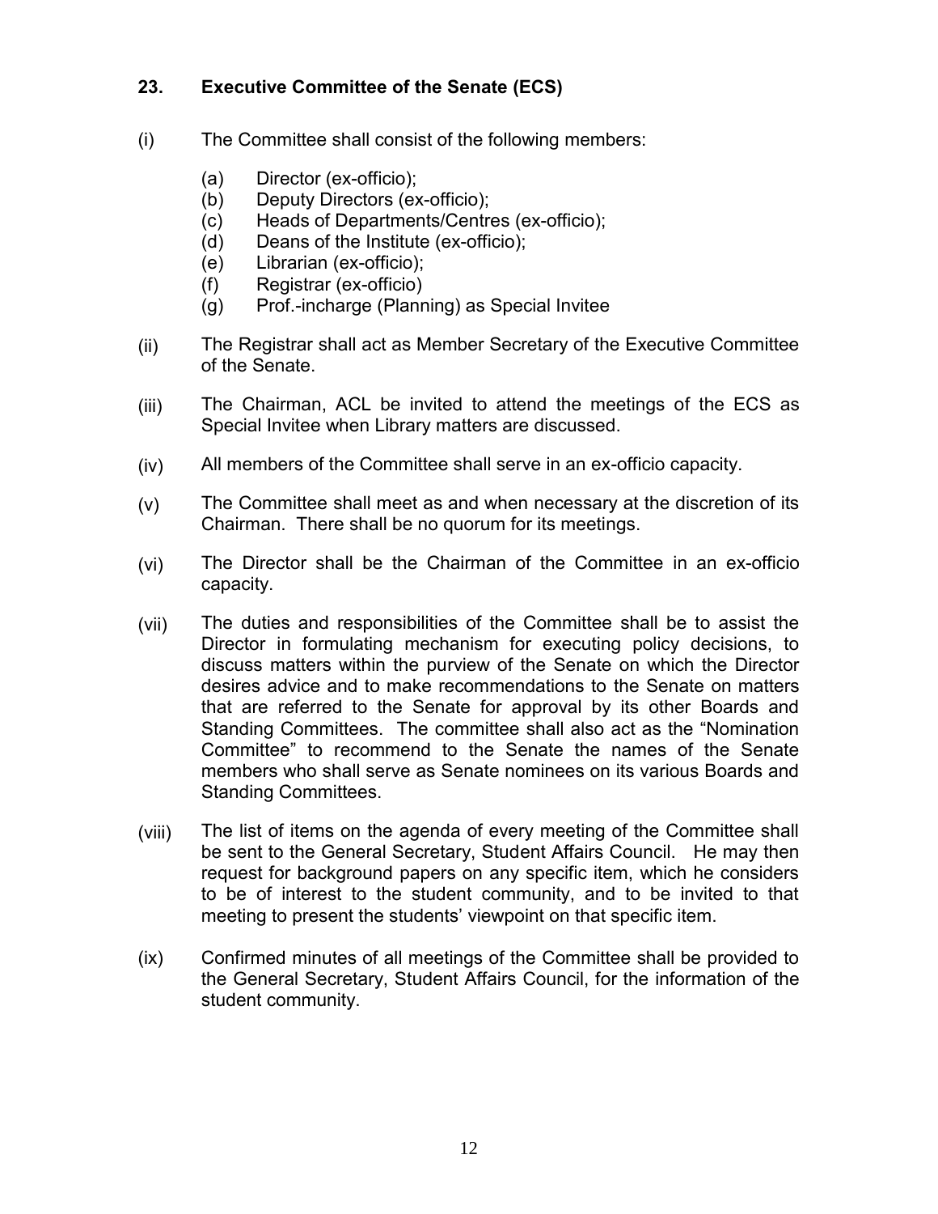## 23. Executive Committee of the Senate (ECS)

(i) The Committee shall consist of the following members:

  (a) Director (ex-officio);
  (b) Deputy Directors (ex-officio);
  (c) Heads of Departments/Centres (ex-officio);
  (d) Deans of the Institute (ex-officio);
  (e) Librarian (ex-officio);
  (f) Registrar (ex-officio)
  (g) Prof.-incharge (Planning) as Special Invitee

(ii) The Registrar shall act as Member Secretary of the Executive Committee of the Senate.

(iii) The Chairman, ACL be invited to attend the meetings of the ECS as Special Invitee when Library matters are discussed.

(iv) All members of the Committee shall serve in an ex-officio capacity.

(v) The Committee shall meet as and when necessary at the discretion of its Chairman. There shall be no quorum for its meetings.

(vi) The Director shall be the Chairman of the Committee in an ex-officio capacity.

(vii) The duties and responsibilities of the Committee shall be to assist the Director in formulating mechanism for executing policy decisions, to discuss matters within the purview of the Senate on which the Director desires advice and to make recommendations to the Senate on matters that are referred to the Senate for approval by its other Boards and Standing Committees. The committee shall also act as the "Nomination Committee" to recommend to the Senate the names of the Senate members who shall serve as Senate nominees on its various Boards and Standing Committees.

(viii) The list of items on the agenda of every meeting of the Committee shall be sent to the General Secretary, Student Affairs Council. He may then request for background papers on any specific item, which he considers to be of interest to the student community, and to be invited to that meeting to present the students' viewpoint on that specific item.

(ix) Confirmed minutes of all meetings of the Committee shall be provided to the General Secretary, Student Affairs Council, for the information of the student community.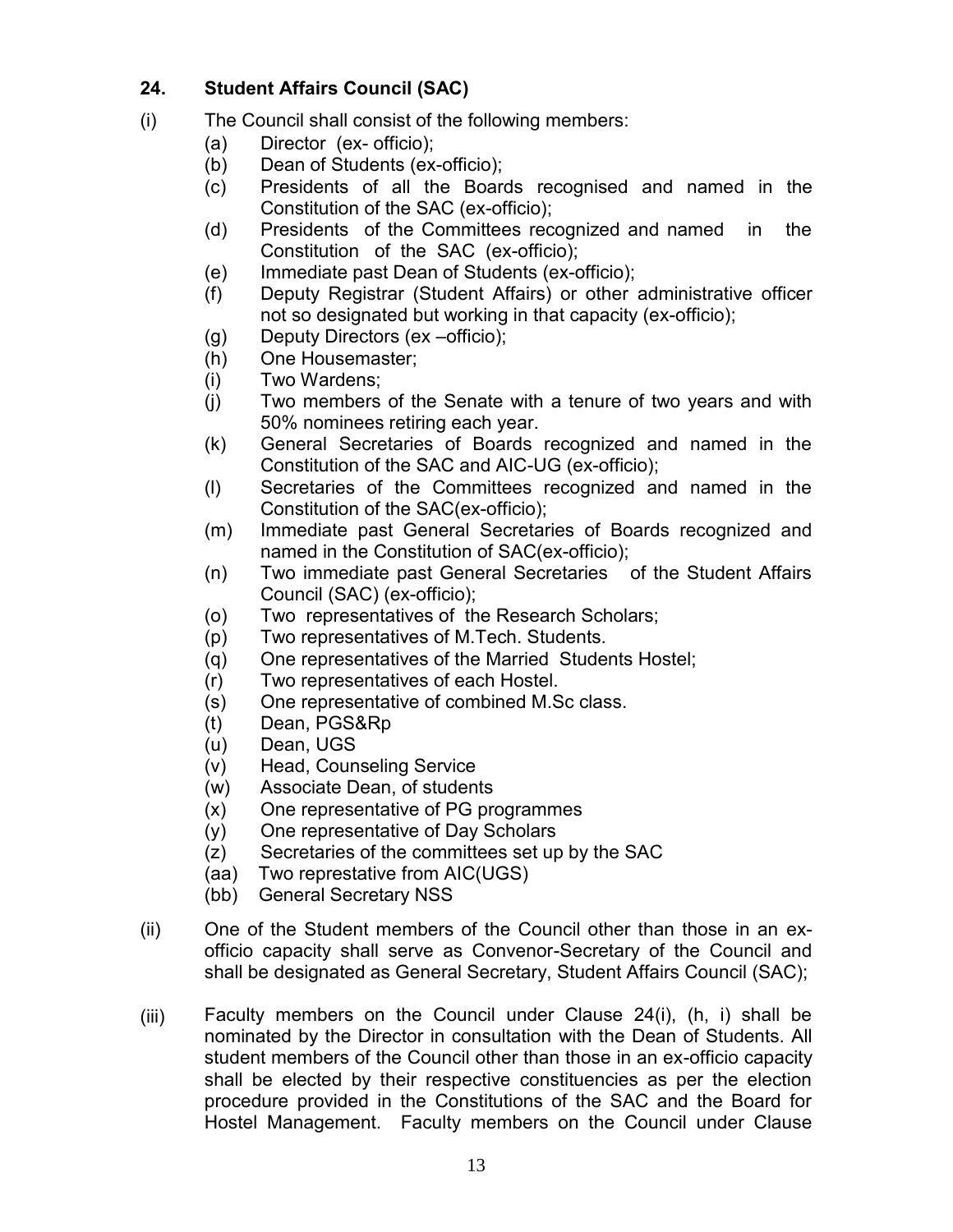## 24. Student Affairs Council (SAC)

(i) The Council shall consist of the following members:

(a) Director (ex- officio);
(b) Dean of Students (ex-officio);
(c) Presidents of all the Boards recognised and named in the Constitution of the SAC (ex-officio);
(d) Presidents of the Committees recognized and named in the Constitution of the SAC (ex-officio);
(e) Immediate past Dean of Students (ex-officio);
(f) Deputy Registrar (Student Affairs) or other administrative officer not so designated but working in that capacity (ex-officio);
(g) Deputy Directors (ex –officio);
(h) One Housemaster;
(i) Two Wardens;
(j) Two members of the Senate with a tenure of two years and with 50% nominees retiring each year.
(k) General Secretaries of Boards recognized and named in the Constitution of the SAC and AIC-UG (ex-officio);
(l) Secretaries of the Committees recognized and named in the Constitution of the SAC(ex-officio);
(m) Immediate past General Secretaries of Boards recognized and named in the Constitution of SAC(ex-officio);
(n) Two immediate past General Secretaries of the Student Affairs Council (SAC) (ex-officio);
(o) Two representatives of the Research Scholars;
(p) Two representatives of M.Tech. Students.
(q) One representatives of the Married Students Hostel;
(r) Two representatives of each Hostel.
(s) One representative of combined M.Sc class.
(t) Dean, PGS&Rp
(u) Dean, UGS
(v) Head, Counseling Service
(w) Associate Dean, of students
(x) One representative of PG programmes
(y) One representative of Day Scholars
(z) Secretaries of the committees set up by the SAC
(aa) Two represtative from AIC(UGS)
(bb) General Secretary NSS

(ii) One of the Student members of the Council other than those in an ex-officio capacity shall serve as Convenor-Secretary of the Council and shall be designated as General Secretary, Student Affairs Council (SAC);

(iii) Faculty members on the Council under Clause 24(i), (h, i) shall be nominated by the Director in consultation with the Dean of Students. All student members of the Council other than those in an ex-officio capacity shall be elected by their respective constituencies as per the election procedure provided in the Constitutions of the SAC and the Board for Hostel Management. Faculty members on the Council under Clause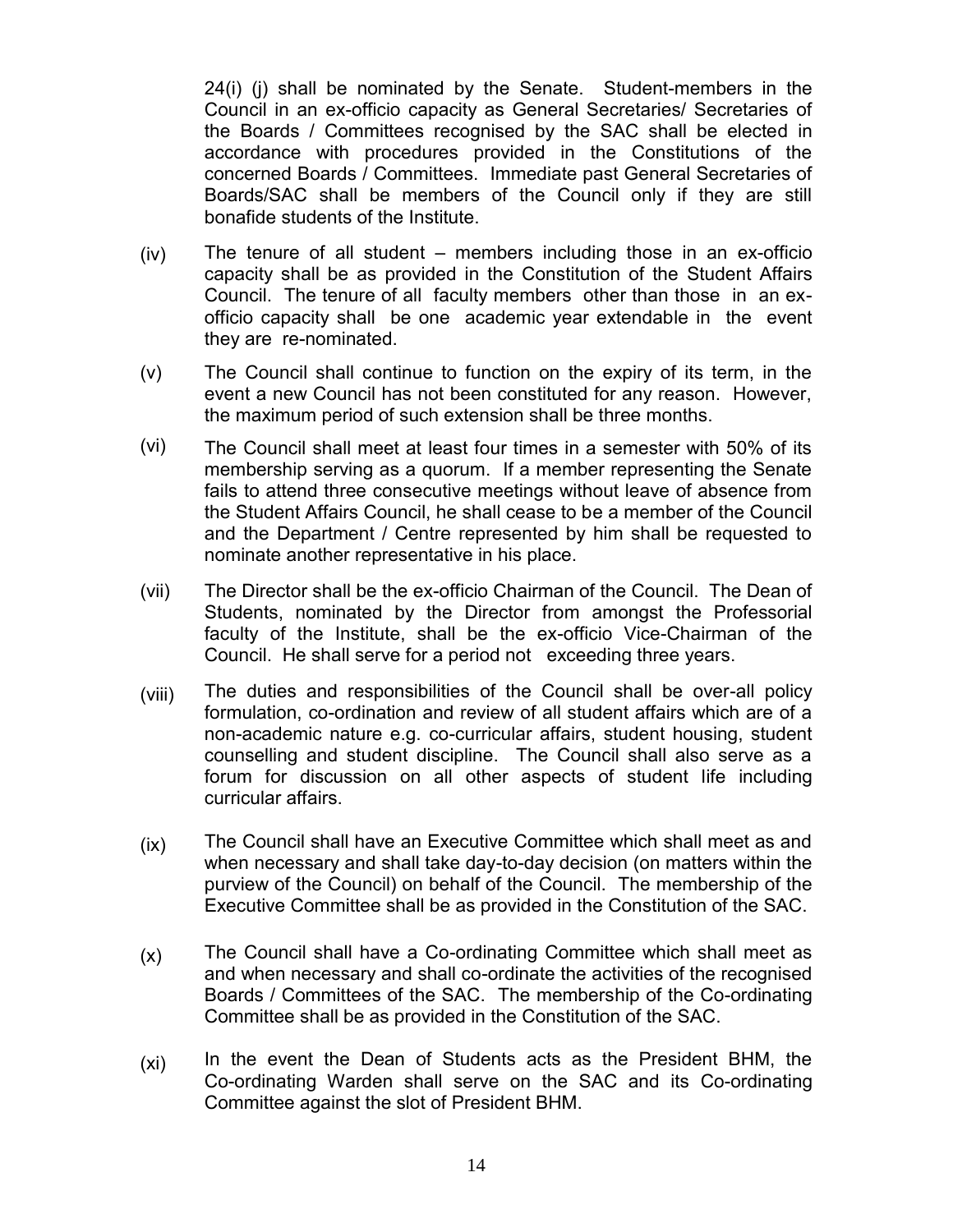24(i) (j) shall be nominated by the Senate. Student-members in the Council in an ex-officio capacity as General Secretaries/ Secretaries of the Boards / Committees recognised by the SAC shall be elected in accordance with procedures provided in the Constitutions of the concerned Boards / Committees. Immediate past General Secretaries of Boards/SAC shall be members of the Council only if they are still bonafide students of the Institute.

(iv) The tenure of all student – members including those in an ex-officio capacity shall be as provided in the Constitution of the Student Affairs Council. The tenure of all faculty members other than those in an ex-officio capacity shall be one academic year extendable in the event they are re-nominated.

(v) The Council shall continue to function on the expiry of its term, in the event a new Council has not been constituted for any reason. However, the maximum period of such extension shall be three months.

(vi) The Council shall meet at least four times in a semester with 50% of its membership serving as a quorum. If a member representing the Senate fails to attend three consecutive meetings without leave of absence from the Student Affairs Council, he shall cease to be a member of the Council and the Department / Centre represented by him shall be requested to nominate another representative in his place.

(vii) The Director shall be the ex-officio Chairman of the Council. The Dean of Students, nominated by the Director from amongst the Professorial faculty of the Institute, shall be the ex-officio Vice-Chairman of the Council. He shall serve for a period not exceeding three years.

(viii) The duties and responsibilities of the Council shall be over-all policy formulation, co-ordination and review of all student affairs which are of a non-academic nature e.g. co-curricular affairs, student housing, student counselling and student discipline. The Council shall also serve as a forum for discussion on all other aspects of student life including curricular affairs.

(ix) The Council shall have an Executive Committee which shall meet as and when necessary and shall take day-to-day decision (on matters within the purview of the Council) on behalf of the Council. The membership of the Executive Committee shall be as provided in the Constitution of the SAC.

(x) The Council shall have a Co-ordinating Committee which shall meet as and when necessary and shall co-ordinate the activities of the recognised Boards / Committees of the SAC. The membership of the Co-ordinating Committee shall be as provided in the Constitution of the SAC.

(xi) In the event the Dean of Students acts as the President BHM, the Co-ordinating Warden shall serve on the SAC and its Co-ordinating Committee against the slot of President BHM.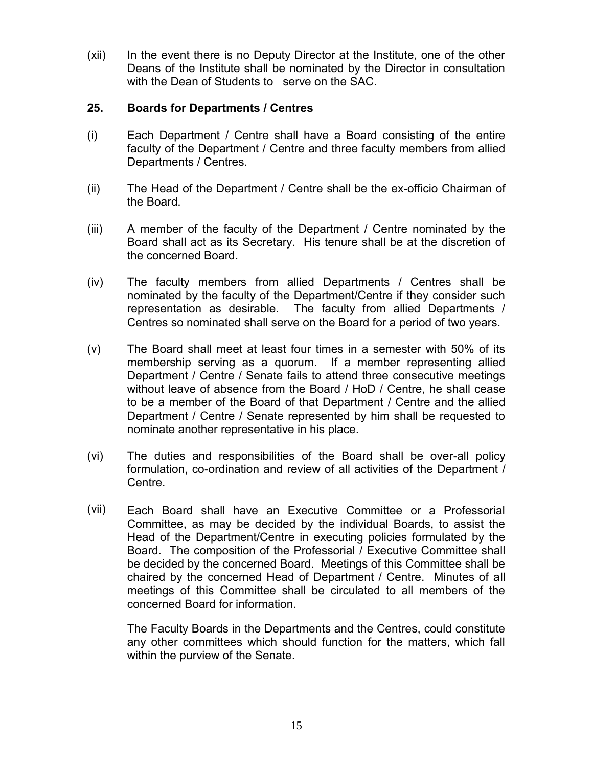(xii) In the event there is no Deputy Director at the Institute, one of the other Deans of the Institute shall be nominated by the Director in consultation with the Dean of Students to serve on the SAC.

## 25. Boards for Departments / Centres

(i) Each Department / Centre shall have a Board consisting of the entire faculty of the Department / Centre and three faculty members from allied Departments / Centres.

(ii) The Head of the Department / Centre shall be the ex-officio Chairman of the Board.

(iii) A member of the faculty of the Department / Centre nominated by the Board shall act as its Secretary. His tenure shall be at the discretion of the concerned Board.

(iv) The faculty members from allied Departments / Centres shall be nominated by the faculty of the Department/Centre if they consider such representation as desirable. The faculty from allied Departments / Centres so nominated shall serve on the Board for a period of two years.

(v) The Board shall meet at least four times in a semester with 50% of its membership serving as a quorum. If a member representing allied Department / Centre / Senate fails to attend three consecutive meetings without leave of absence from the Board / HoD / Centre, he shall cease to be a member of the Board of that Department / Centre and the allied Department / Centre / Senate represented by him shall be requested to nominate another representative in his place.

(vi) The duties and responsibilities of the Board shall be over-all policy formulation, co-ordination and review of all activities of the Department / Centre.

(vii) Each Board shall have an Executive Committee or a Professorial Committee, as may be decided by the individual Boards, to assist the Head of the Department/Centre in executing policies formulated by the Board. The composition of the Professorial / Executive Committee shall be decided by the concerned Board. Meetings of this Committee shall be chaired by the concerned Head of Department / Centre. Minutes of all meetings of this Committee shall be circulated to all members of the concerned Board for information.

The Faculty Boards in the Departments and the Centres, could constitute any other committees which should function for the matters, which fall within the purview of the Senate.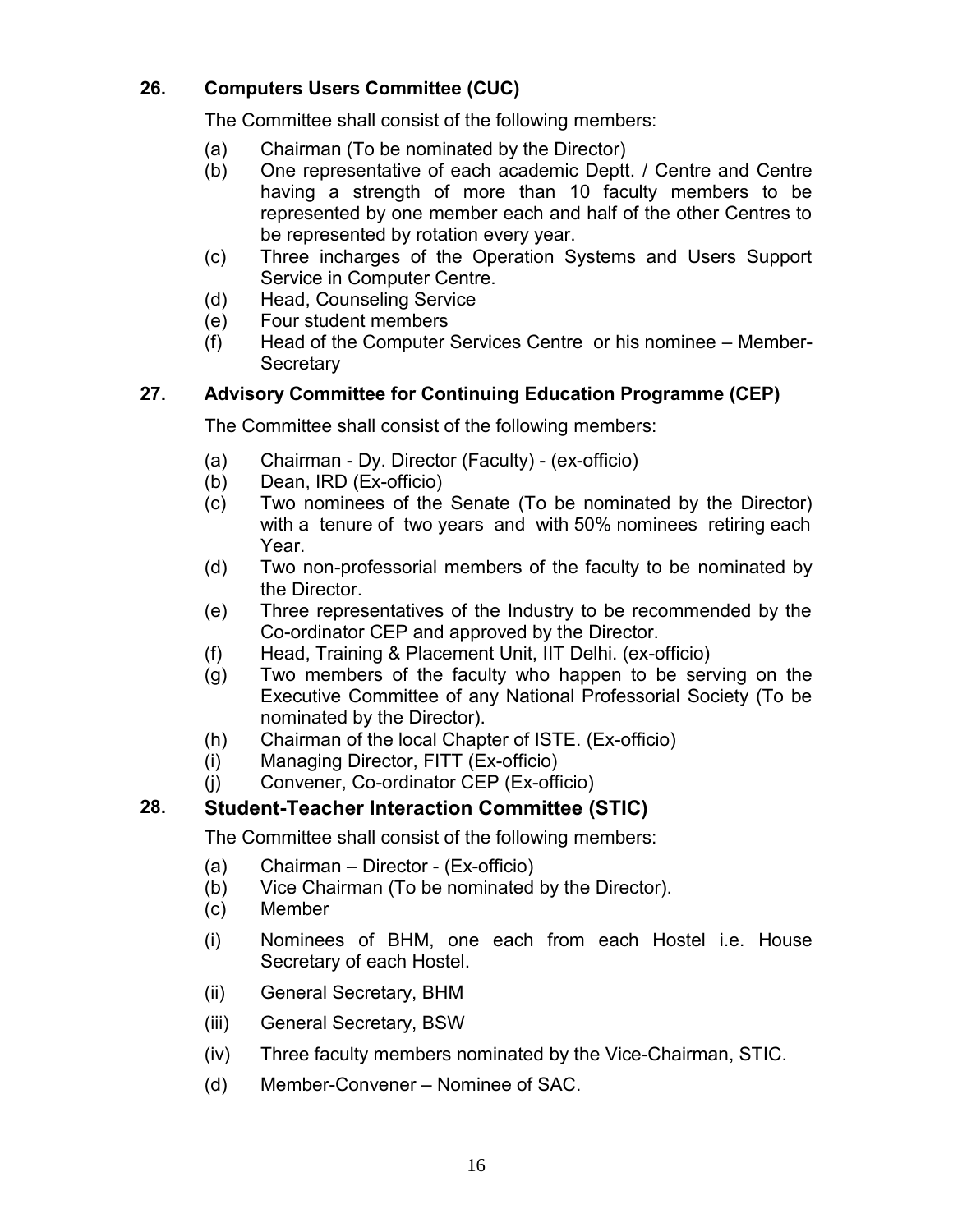## 26. Computers Users Committee (CUC)

The Committee shall consist of the following members:

(a) Chairman (To be nominated by the Director)
(b) One representative of each academic Deptt. / Centre and Centre having a strength of more than 10 faculty members to be represented by one member each and half of the other Centres to be represented by rotation every year.
(c) Three incharges of the Operation Systems and Users Support Service in Computer Centre.
(d) Head, Counseling Service
(e) Four student members
(f) Head of the Computer Services Centre or his nominee – Member-Secretary

## 27. Advisory Committee for Continuing Education Programme (CEP)

The Committee shall consist of the following members:

(a) Chairman - Dy. Director (Faculty) - (ex-officio)
(b) Dean, IRD (Ex-officio)
(c) Two nominees of the Senate (To be nominated by the Director) with a tenure of two years and with 50% nominees retiring each Year.
(d) Two non-professorial members of the faculty to be nominated by the Director.
(e) Three representatives of the Industry to be recommended by the Co-ordinator CEP and approved by the Director.
(f) Head, Training & Placement Unit, IIT Delhi. (ex-officio)
(g) Two members of the faculty who happen to be serving on the Executive Committee of any National Professorial Society (To be nominated by the Director).
(h) Chairman of the local Chapter of ISTE. (Ex-officio)
(i) Managing Director, FITT (Ex-officio)
(j) Convener, Co-ordinator CEP (Ex-officio)

## 28. Student-Teacher Interaction Committee (STIC)

The Committee shall consist of the following members:

(a) Chairman – Director - (Ex-officio)
(b) Vice Chairman (To be nominated by the Director).
(c) Member

(i) Nominees of BHM, one each from each Hostel i.e. House Secretary of each Hostel.

(ii) General Secretary, BHM

(iii) General Secretary, BSW

(iv) Three faculty members nominated by the Vice-Chairman, STIC.

(d) Member-Convener – Nominee of SAC.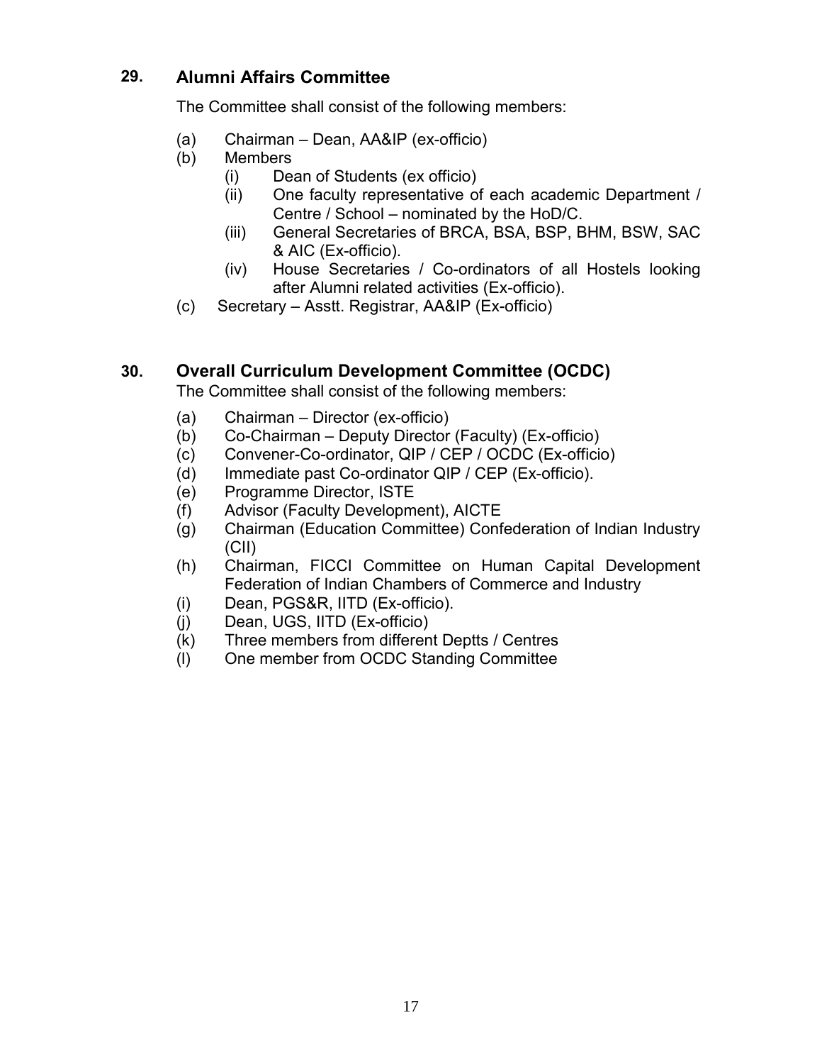## 29. Alumni Affairs Committee

The Committee shall consist of the following members:

(a) Chairman – Dean, AA&IP (ex-officio)

(b) Members

  (i) Dean of Students (ex officio)

  (ii) One faculty representative of each academic Department / Centre / School – nominated by the HoD/C.

  (iii) General Secretaries of BRCA, BSA, BSP, BHM, BSW, SAC & AIC (Ex-officio).

  (iv) House Secretaries / Co-ordinators of all Hostels looking after Alumni related activities (Ex-officio).

(c) Secretary – Asstt. Registrar, AA&IP (Ex-officio)

## 30. Overall Curriculum Development Committee (OCDC)

The Committee shall consist of the following members:

(a) Chairman – Director (ex-officio)

(b) Co-Chairman – Deputy Director (Faculty) (Ex-officio)

(c) Convener-Co-ordinator, QIP / CEP / OCDC (Ex-officio)

(d) Immediate past Co-ordinator QIP / CEP (Ex-officio).

(e) Programme Director, ISTE

(f) Advisor (Faculty Development), AICTE

(g) Chairman (Education Committee) Confederation of Indian Industry (CII)

(h) Chairman, FICCI Committee on Human Capital Development Federation of Indian Chambers of Commerce and Industry

(i) Dean, PGS&R, IITD (Ex-officio).

(j) Dean, UGS, IITD (Ex-officio)

(k) Three members from different Deptts / Centres

(l) One member from OCDC Standing Committee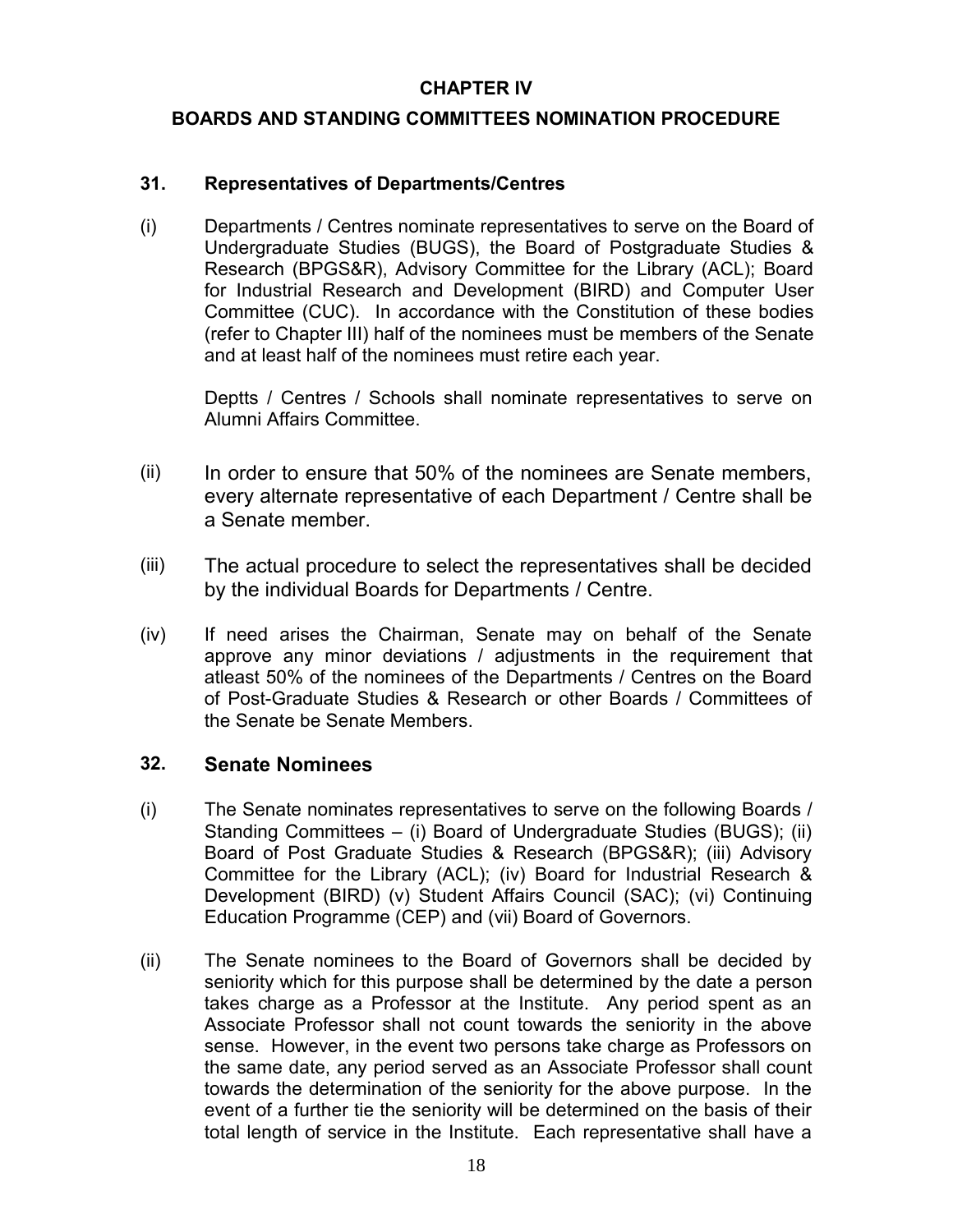# CHAPTER IV

## BOARDS AND STANDING COMMITTEES NOMINATION PROCEDURE

### 31. Representatives of Departments/Centres

(i) Departments / Centres nominate representatives to serve on the Board of Undergraduate Studies (BUGS), the Board of Postgraduate Studies & Research (BPGS&R), Advisory Committee for the Library (ACL); Board for Industrial Research and Development (BIRD) and Computer User Committee (CUC). In accordance with the Constitution of these bodies (refer to Chapter III) half of the nominees must be members of the Senate and at least half of the nominees must retire each year.

Deptts / Centres / Schools shall nominate representatives to serve on Alumni Affairs Committee.

(ii) In order to ensure that 50% of the nominees are Senate members, every alternate representative of each Department / Centre shall be a Senate member.

(iii) The actual procedure to select the representatives shall be decided by the individual Boards for Departments / Centre.

(iv) If need arises the Chairman, Senate may on behalf of the Senate approve any minor deviations / adjustments in the requirement that atleast 50% of the nominees of the Departments / Centres on the Board of Post-Graduate Studies & Research or other Boards / Committees of the Senate be Senate Members.

### 32. Senate Nominees

(i) The Senate nominates representatives to serve on the following Boards / Standing Committees – (i) Board of Undergraduate Studies (BUGS); (ii) Board of Post Graduate Studies & Research (BPGS&R); (iii) Advisory Committee for the Library (ACL); (iv) Board for Industrial Research & Development (BIRD) (v) Student Affairs Council (SAC); (vi) Continuing Education Programme (CEP) and (vii) Board of Governors.

(ii) The Senate nominees to the Board of Governors shall be decided by seniority which for this purpose shall be determined by the date a person takes charge as a Professor at the Institute. Any period spent as an Associate Professor shall not count towards the seniority in the above sense. However, in the event two persons take charge as Professors on the same date, any period served as an Associate Professor shall count towards the determination of the seniority for the above purpose. In the event of a further tie the seniority will be determined on the basis of their total length of service in the Institute. Each representative shall have a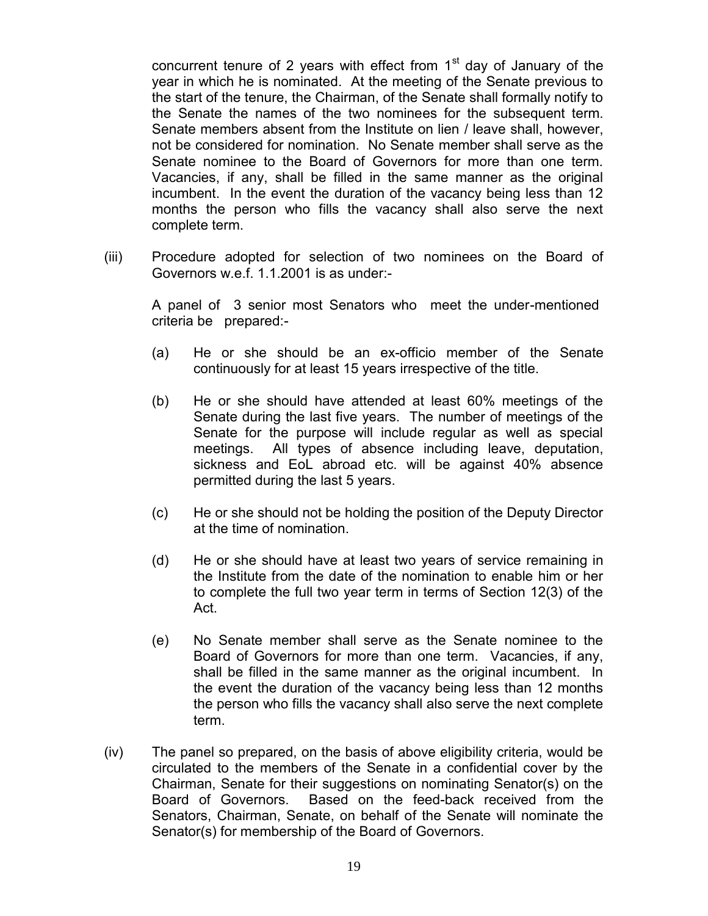concurrent tenure of 2 years with effect from 1st day of January of the year in which he is nominated. At the meeting of the Senate previous to the start of the tenure, the Chairman, of the Senate shall formally notify to the Senate the names of the two nominees for the subsequent term. Senate members absent from the Institute on lien / leave shall, however, not be considered for nomination. No Senate member shall serve as the Senate nominee to the Board of Governors for more than one term. Vacancies, if any, shall be filled in the same manner as the original incumbent. In the event the duration of the vacancy being less than 12 months the person who fills the vacancy shall also serve the next complete term.

(iii) Procedure adopted for selection of two nominees on the Board of Governors w.e.f. 1.1.2001 is as under:-

A panel of 3 senior most Senators who meet the under-mentioned criteria be prepared:-

(a) He or she should be an ex-officio member of the Senate continuously for at least 15 years irrespective of the title.

(b) He or she should have attended at least 60% meetings of the Senate during the last five years. The number of meetings of the Senate for the purpose will include regular as well as special meetings. All types of absence including leave, deputation, sickness and EoL abroad etc. will be against 40% absence permitted during the last 5 years.

(c) He or she should not be holding the position of the Deputy Director at the time of nomination.

(d) He or she should have at least two years of service remaining in the Institute from the date of the nomination to enable him or her to complete the full two year term in terms of Section 12(3) of the Act.

(e) No Senate member shall serve as the Senate nominee to the Board of Governors for more than one term. Vacancies, if any, shall be filled in the same manner as the original incumbent. In the event the duration of the vacancy being less than 12 months the person who fills the vacancy shall also serve the next complete term.

(iv) The panel so prepared, on the basis of above eligibility criteria, would be circulated to the members of the Senate in a confidential cover by the Chairman, Senate for their suggestions on nominating Senator(s) on the Board of Governors. Based on the feed-back received from the Senators, Chairman, Senate, on behalf of the Senate will nominate the Senator(s) for membership of the Board of Governors.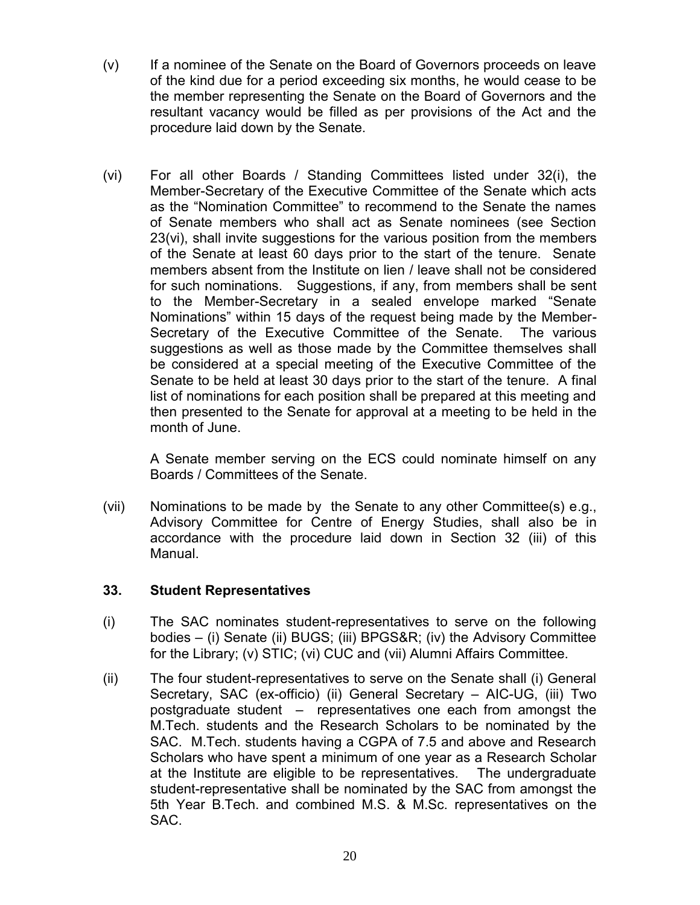(v) If a nominee of the Senate on the Board of Governors proceeds on leave of the kind due for a period exceeding six months, he would cease to be the member representing the Senate on the Board of Governors and the resultant vacancy would be filled as per provisions of the Act and the procedure laid down by the Senate.

(vi) For all other Boards / Standing Committees listed under 32(i), the Member-Secretary of the Executive Committee of the Senate which acts as the "Nomination Committee" to recommend to the Senate the names of Senate members who shall act as Senate nominees (see Section 23(vi), shall invite suggestions for the various position from the members of the Senate at least 60 days prior to the start of the tenure. Senate members absent from the Institute on lien / leave shall not be considered for such nominations. Suggestions, if any, from members shall be sent to the Member-Secretary in a sealed envelope marked "Senate Nominations" within 15 days of the request being made by the Member-Secretary of the Executive Committee of the Senate. The various suggestions as well as those made by the Committee themselves shall be considered at a special meeting of the Executive Committee of the Senate to be held at least 30 days prior to the start of the tenure. A final list of nominations for each position shall be prepared at this meeting and then presented to the Senate for approval at a meeting to be held in the month of June.

A Senate member serving on the ECS could nominate himself on any Boards / Committees of the Senate.

(vii) Nominations to be made by the Senate to any other Committee(s) e.g., Advisory Committee for Centre of Energy Studies, shall also be in accordance with the procedure laid down in Section 32 (iii) of this Manual.

## 33. Student Representatives

(i) The SAC nominates student-representatives to serve on the following bodies – (i) Senate (ii) BUGS; (iii) BPGS&R; (iv) the Advisory Committee for the Library; (v) STIC; (vi) CUC and (vii) Alumni Affairs Committee.

(ii) The four student-representatives to serve on the Senate shall (i) General Secretary, SAC (ex-officio) (ii) General Secretary – AIC-UG, (iii) Two postgraduate student – representatives one each from amongst the M.Tech. students and the Research Scholars to be nominated by the SAC. M.Tech. students having a CGPA of 7.5 and above and Research Scholars who have spent a minimum of one year as a Research Scholar at the Institute are eligible to be representatives. The undergraduate student-representative shall be nominated by the SAC from amongst the 5th Year B.Tech. and combined M.S. & M.Sc. representatives on the SAC.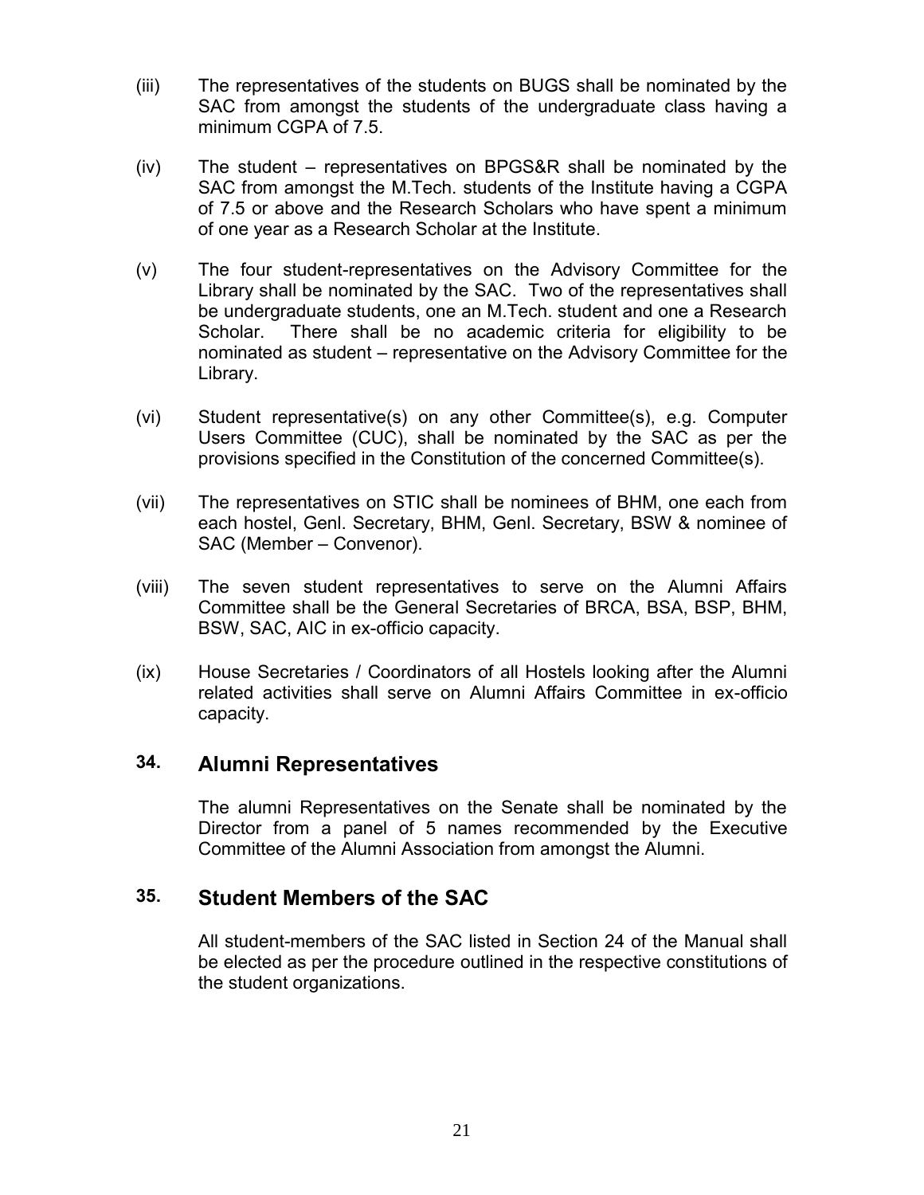(iii) The representatives of the students on BUGS shall be nominated by the SAC from amongst the students of the undergraduate class having a minimum CGPA of 7.5.

(iv) The student – representatives on BPGS&R shall be nominated by the SAC from amongst the M.Tech. students of the Institute having a CGPA of 7.5 or above and the Research Scholars who have spent a minimum of one year as a Research Scholar at the Institute.

(v) The four student-representatives on the Advisory Committee for the Library shall be nominated by the SAC. Two of the representatives shall be undergraduate students, one an M.Tech. student and one a Research Scholar. There shall be no academic criteria for eligibility to be nominated as student – representative on the Advisory Committee for the Library.

(vi) Student representative(s) on any other Committee(s), e.g. Computer Users Committee (CUC), shall be nominated by the SAC as per the provisions specified in the Constitution of the concerned Committee(s).

(vii) The representatives on STIC shall be nominees of BHM, one each from each hostel, Genl. Secretary, BHM, Genl. Secretary, BSW & nominee of SAC (Member – Convenor).

(viii) The seven student representatives to serve on the Alumni Affairs Committee shall be the General Secretaries of BRCA, BSA, BSP, BHM, BSW, SAC, AIC in ex-officio capacity.

(ix) House Secretaries / Coordinators of all Hostels looking after the Alumni related activities shall serve on Alumni Affairs Committee in ex-officio capacity.

## 34. Alumni Representatives

The alumni Representatives on the Senate shall be nominated by the Director from a panel of 5 names recommended by the Executive Committee of the Alumni Association from amongst the Alumni.

## 35. Student Members of the SAC

All student-members of the SAC listed in Section 24 of the Manual shall be elected as per the procedure outlined in the respective constitutions of the student organizations.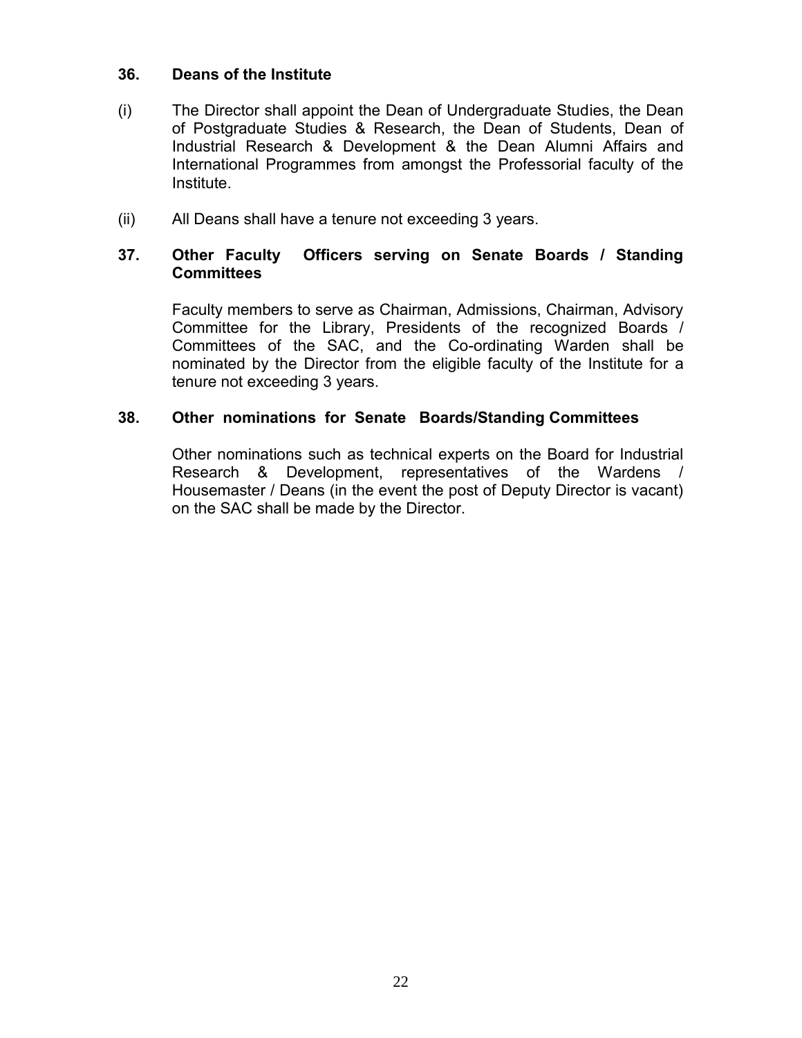### 36. Deans of the Institute

(i) The Director shall appoint the Dean of Undergraduate Studies, the Dean of Postgraduate Studies & Research, the Dean of Students, Dean of Industrial Research & Development & the Dean Alumni Affairs and International Programmes from amongst the Professorial faculty of the Institute.

(ii) All Deans shall have a tenure not exceeding 3 years.

### 37. Other Faculty Officers serving on Senate Boards / Standing Committees

Faculty members to serve as Chairman, Admissions, Chairman, Advisory Committee for the Library, Presidents of the recognized Boards / Committees of the SAC, and the Co-ordinating Warden shall be nominated by the Director from the eligible faculty of the Institute for a tenure not exceeding 3 years.

### 38. Other nominations for Senate Boards/Standing Committees

Other nominations such as technical experts on the Board for Industrial Research & Development, representatives of the Wardens / Housemaster / Deans (in the event the post of Deputy Director is vacant) on the SAC shall be made by the Director.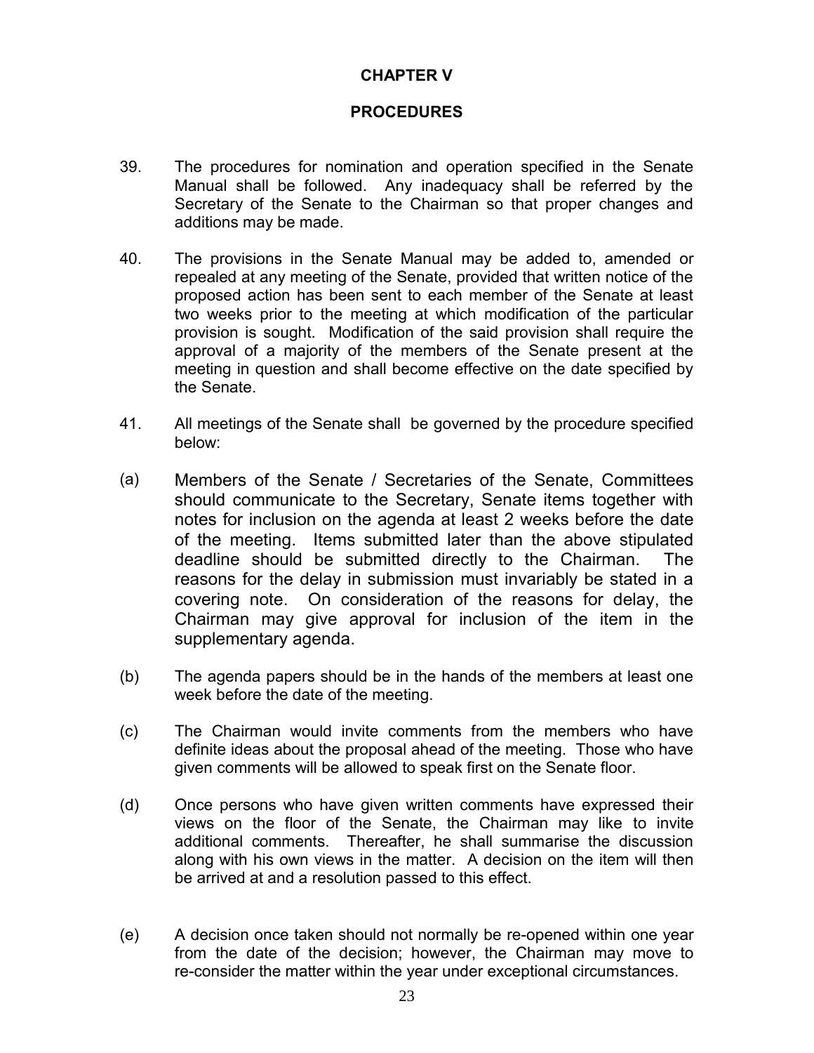# CHAPTER V

## PROCEDURES

39. The procedures for nomination and operation specified in the Senate Manual shall be followed. Any inadequacy shall be referred by the Secretary of the Senate to the Chairman so that proper changes and additions may be made.

40. The provisions in the Senate Manual may be added to, amended or repealed at any meeting of the Senate, provided that written notice of the proposed action has been sent to each member of the Senate at least two weeks prior to the meeting at which modification of the particular provision is sought. Modification of the said provision shall require the approval of a majority of the members of the Senate present at the meeting in question and shall become effective on the date specified by the Senate.

41. All meetings of the Senate shall be governed by the procedure specified below:

(a) Members of the Senate / Secretaries of the Senate, Committees should communicate to the Secretary, Senate items together with notes for inclusion on the agenda at least 2 weeks before the date of the meeting. Items submitted later than the above stipulated deadline should be submitted directly to the Chairman. The reasons for the delay in submission must invariably be stated in a covering note. On consideration of the reasons for delay, the Chairman may give approval for inclusion of the item in the supplementary agenda.

(b) The agenda papers should be in the hands of the members at least one week before the date of the meeting.

(c) The Chairman would invite comments from the members who have definite ideas about the proposal ahead of the meeting. Those who have given comments will be allowed to speak first on the Senate floor.

(d) Once persons who have given written comments have expressed their views on the floor of the Senate, the Chairman may like to invite additional comments. Thereafter, he shall summarise the discussion along with his own views in the matter. A decision on the item will then be arrived at and a resolution passed to this effect.

(e) A decision once taken should not normally be re-opened within one year from the date of the decision; however, the Chairman may move to re-consider the matter within the year under exceptional circumstances.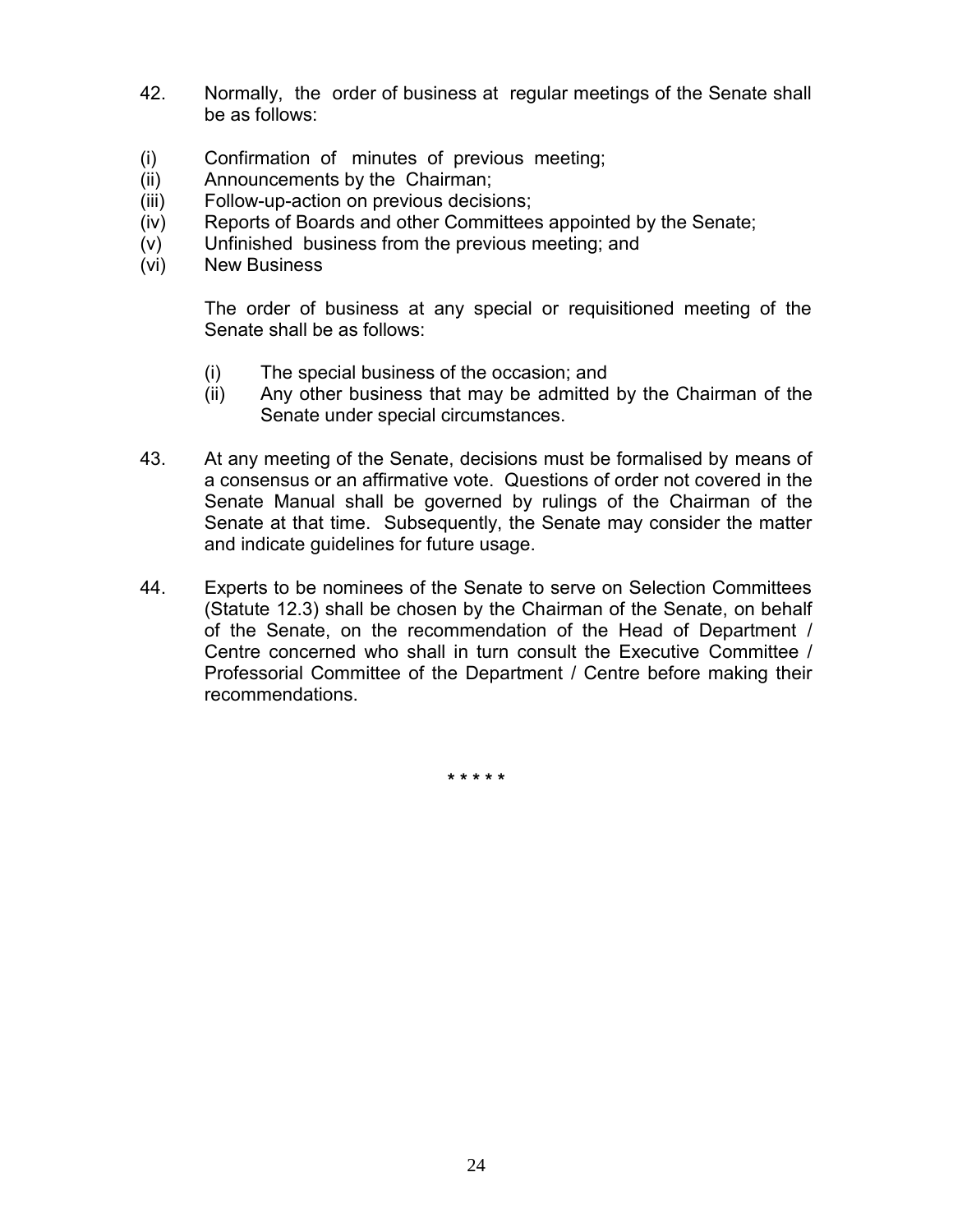42. Normally, the order of business at regular meetings of the Senate shall be as follows:

(i) Confirmation of minutes of previous meeting;
(ii) Announcements by the Chairman;
(iii) Follow-up-action on previous decisions;
(iv) Reports of Boards and other Committees appointed by the Senate;
(v) Unfinished business from the previous meeting; and
(vi) New Business

The order of business at any special or requisitioned meeting of the Senate shall be as follows:

(i) The special business of the occasion; and
(ii) Any other business that may be admitted by the Chairman of the Senate under special circumstances.

43. At any meeting of the Senate, decisions must be formalised by means of a consensus or an affirmative vote. Questions of order not covered in the Senate Manual shall be governed by rulings of the Chairman of the Senate at that time. Subsequently, the Senate may consider the matter and indicate guidelines for future usage.

44. Experts to be nominees of the Senate to serve on Selection Committees (Statute 12.3) shall be chosen by the Chairman of the Senate, on behalf of the Senate, on the recommendation of the Head of Department / Centre concerned who shall in turn consult the Executive Committee / Professorial Committee of the Department / Centre before making their recommendations.

\* \* \* \* \*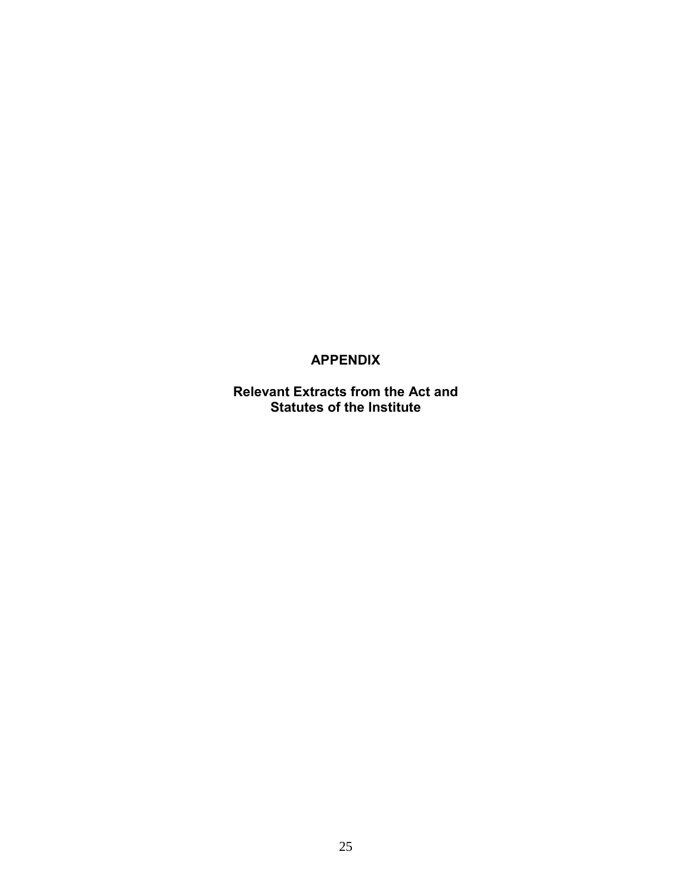# APPENDIX

## Relevant Extracts from the Act and Statutes of the Institute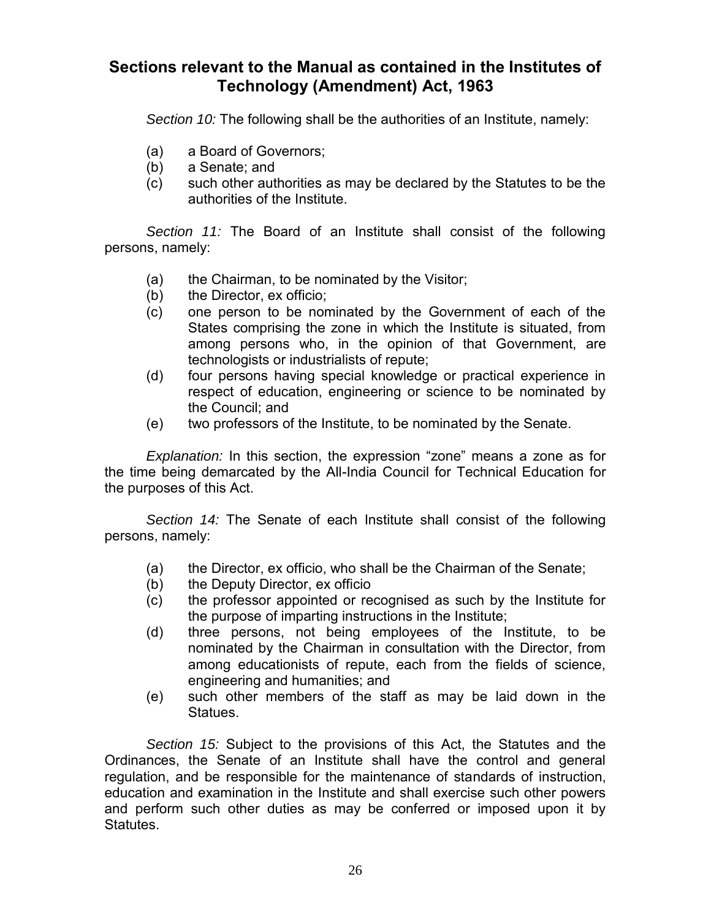## Sections relevant to the Manual as contained in the Institutes of Technology (Amendment) Act, 1963

*Section 10:* The following shall be the authorities of an Institute, namely:

(a) a Board of Governors;
(b) a Senate; and
(c) such other authorities as may be declared by the Statutes to be the authorities of the Institute.

*Section 11:* The Board of an Institute shall consist of the following persons, namely:

(a) the Chairman, to be nominated by the Visitor;
(b) the Director, ex officio;
(c) one person to be nominated by the Government of each of the States comprising the zone in which the Institute is situated, from among persons who, in the opinion of that Government, are technologists or industrialists of repute;
(d) four persons having special knowledge or practical experience in respect of education, engineering or science to be nominated by the Council; and
(e) two professors of the Institute, to be nominated by the Senate.

*Explanation:* In this section, the expression "zone" means a zone as for the time being demarcated by the All-India Council for Technical Education for the purposes of this Act.

*Section 14:* The Senate of each Institute shall consist of the following persons, namely:

(a) the Director, ex officio, who shall be the Chairman of the Senate;
(b) the Deputy Director, ex officio
(c) the professor appointed or recognised as such by the Institute for the purpose of imparting instructions in the Institute;
(d) three persons, not being employees of the Institute, to be nominated by the Chairman in consultation with the Director, from among educationists of repute, each from the fields of science, engineering and humanities; and
(e) such other members of the staff as may be laid down in the Statues.

*Section 15:* Subject to the provisions of this Act, the Statutes and the Ordinances, the Senate of an Institute shall have the control and general regulation, and be responsible for the maintenance of standards of instruction, education and examination in the Institute and shall exercise such other powers and perform such other duties as may be conferred or imposed upon it by Statutes.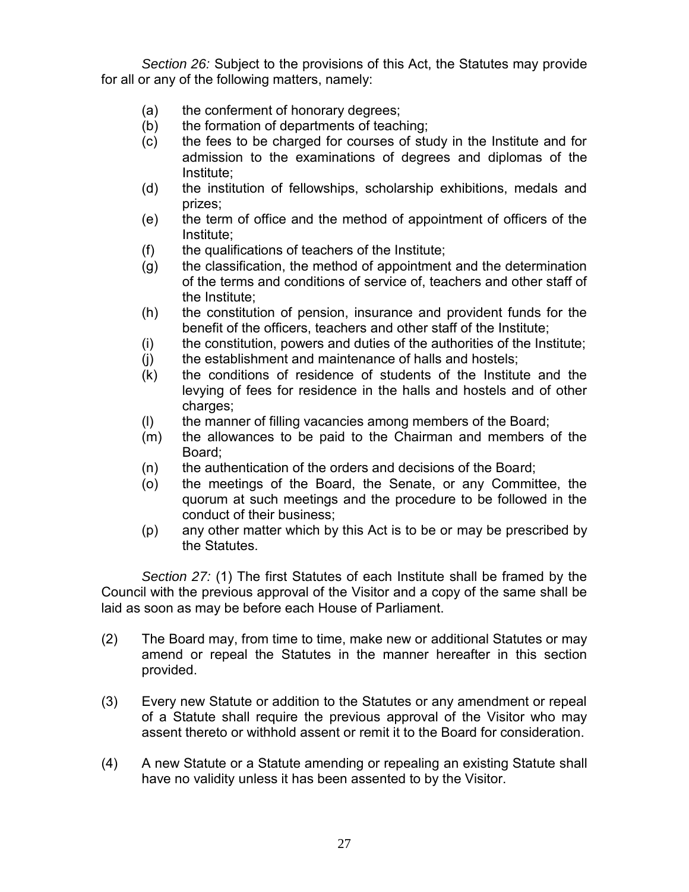*Section 26:* Subject to the provisions of this Act, the Statutes may provide for all or any of the following matters, namely:

(a) the conferment of honorary degrees;
(b) the formation of departments of teaching;
(c) the fees to be charged for courses of study in the Institute and for admission to the examinations of degrees and diplomas of the Institute;
(d) the institution of fellowships, scholarship exhibitions, medals and prizes;
(e) the term of office and the method of appointment of officers of the Institute;
(f) the qualifications of teachers of the Institute;
(g) the classification, the method of appointment and the determination of the terms and conditions of service of, teachers and other staff of the Institute;
(h) the constitution of pension, insurance and provident funds for the benefit of the officers, teachers and other staff of the Institute;
(i) the constitution, powers and duties of the authorities of the Institute;
(j) the establishment and maintenance of halls and hostels;
(k) the conditions of residence of students of the Institute and the levying of fees for residence in the halls and hostels and of other charges;
(l) the manner of filling vacancies among members of the Board;
(m) the allowances to be paid to the Chairman and members of the Board;
(n) the authentication of the orders and decisions of the Board;
(o) the meetings of the Board, the Senate, or any Committee, the quorum at such meetings and the procedure to be followed in the conduct of their business;
(p) any other matter which by this Act is to be or may be prescribed by the Statutes.

*Section 27:* (1) The first Statutes of each Institute shall be framed by the Council with the previous approval of the Visitor and a copy of the same shall be laid as soon as may be before each House of Parliament.

(2) The Board may, from time to time, make new or additional Statutes or may amend or repeal the Statutes in the manner hereafter in this section provided.

(3) Every new Statute or addition to the Statutes or any amendment or repeal of a Statute shall require the previous approval of the Visitor who may assent thereto or withhold assent or remit it to the Board for consideration.

(4) A new Statute or a Statute amending or repealing an existing Statute shall have no validity unless it has been assented to by the Visitor.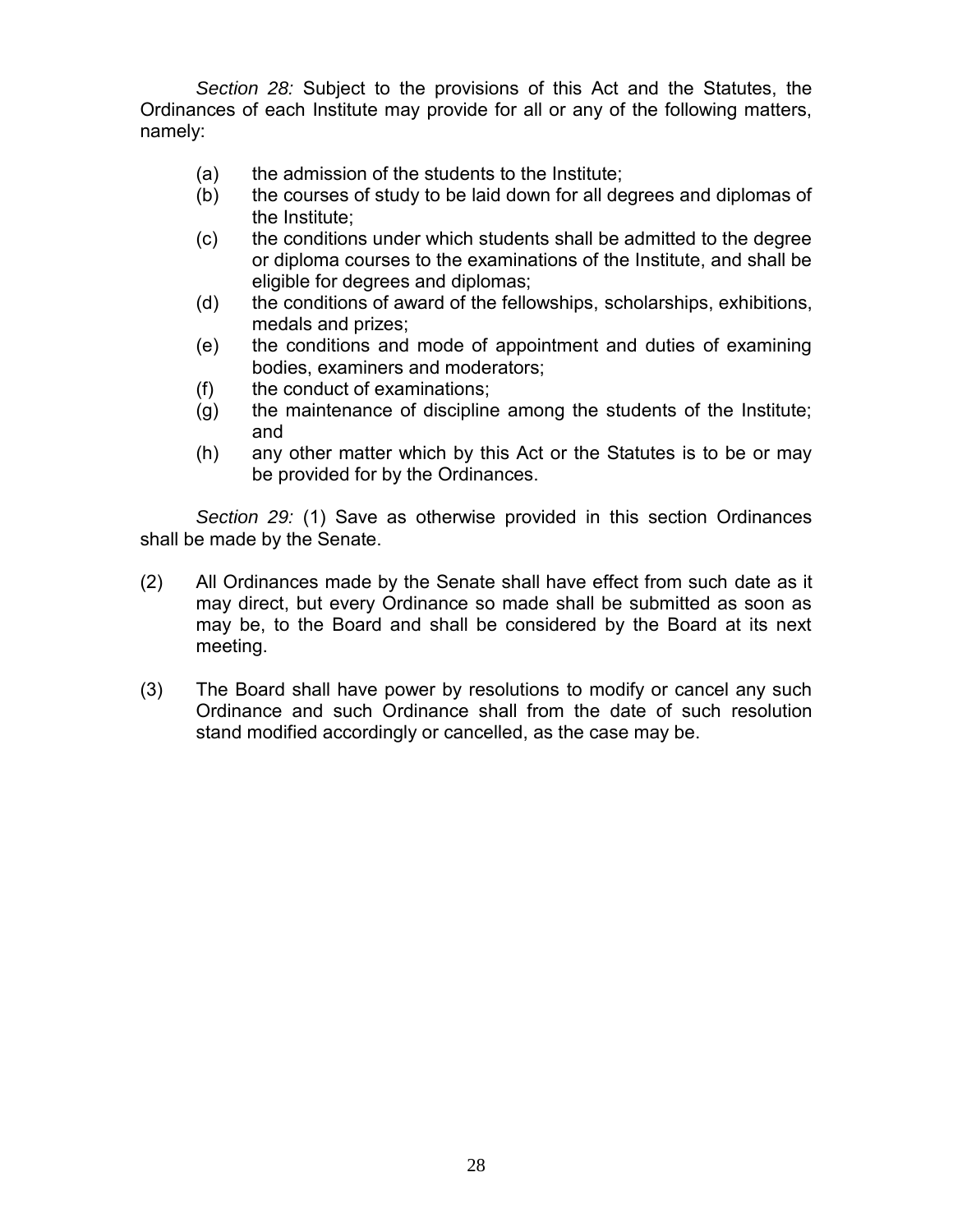*Section 28:* Subject to the provisions of this Act and the Statutes, the Ordinances of each Institute may provide for all or any of the following matters, namely:

(a) the admission of the students to the Institute;

(b) the courses of study to be laid down for all degrees and diplomas of the Institute;

(c) the conditions under which students shall be admitted to the degree or diploma courses to the examinations of the Institute, and shall be eligible for degrees and diplomas;

(d) the conditions of award of the fellowships, scholarships, exhibitions, medals and prizes;

(e) the conditions and mode of appointment and duties of examining bodies, examiners and moderators;

(f) the conduct of examinations;

(g) the maintenance of discipline among the students of the Institute; and

(h) any other matter which by this Act or the Statutes is to be or may be provided for by the Ordinances.

*Section 29:* (1) Save as otherwise provided in this section Ordinances shall be made by the Senate.

(2) All Ordinances made by the Senate shall have effect from such date as it may direct, but every Ordinance so made shall be submitted as soon as may be, to the Board and shall be considered by the Board at its next meeting.

(3) The Board shall have power by resolutions to modify or cancel any such Ordinance and such Ordinance shall from the date of such resolution stand modified accordingly or cancelled, as the case may be.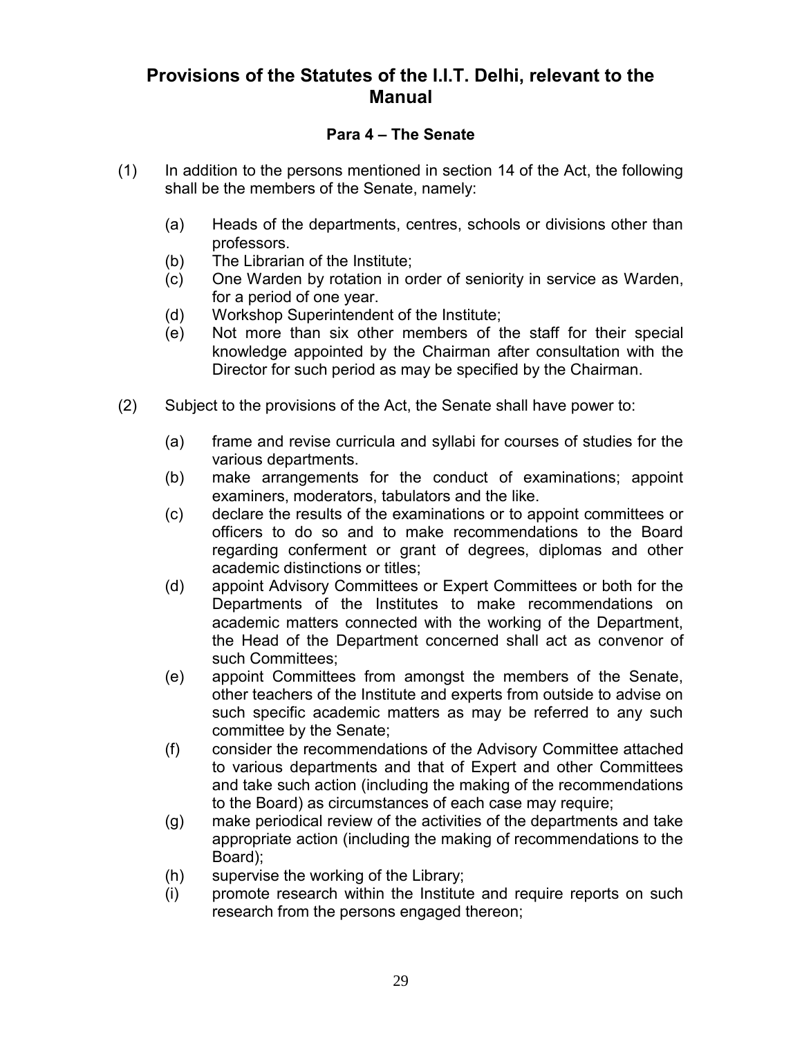# Provisions of the Statutes of the I.I.T. Delhi, relevant to the Manual

## Para 4 – The Senate

(1) In addition to the persons mentioned in section 14 of the Act, the following shall be the members of the Senate, namely:

- (a) Heads of the departments, centres, schools or divisions other than professors.
- (b) The Librarian of the Institute;
- (c) One Warden by rotation in order of seniority in service as Warden, for a period of one year.
- (d) Workshop Superintendent of the Institute;
- (e) Not more than six other members of the staff for their special knowledge appointed by the Chairman after consultation with the Director for such period as may be specified by the Chairman.

(2) Subject to the provisions of the Act, the Senate shall have power to:

- (a) frame and revise curricula and syllabi for courses of studies for the various departments.
- (b) make arrangements for the conduct of examinations; appoint examiners, moderators, tabulators and the like.
- (c) declare the results of the examinations or to appoint committees or officers to do so and to make recommendations to the Board regarding conferment or grant of degrees, diplomas and other academic distinctions or titles;
- (d) appoint Advisory Committees or Expert Committees or both for the Departments of the Institutes to make recommendations on academic matters connected with the working of the Department, the Head of the Department concerned shall act as convenor of such Committees;
- (e) appoint Committees from amongst the members of the Senate, other teachers of the Institute and experts from outside to advise on such specific academic matters as may be referred to any such committee by the Senate;
- (f) consider the recommendations of the Advisory Committee attached to various departments and that of Expert and other Committees and take such action (including the making of the recommendations to the Board) as circumstances of each case may require;
- (g) make periodical review of the activities of the departments and take appropriate action (including the making of recommendations to the Board);
- (h) supervise the working of the Library;
- (i) promote research within the Institute and require reports on such research from the persons engaged thereon;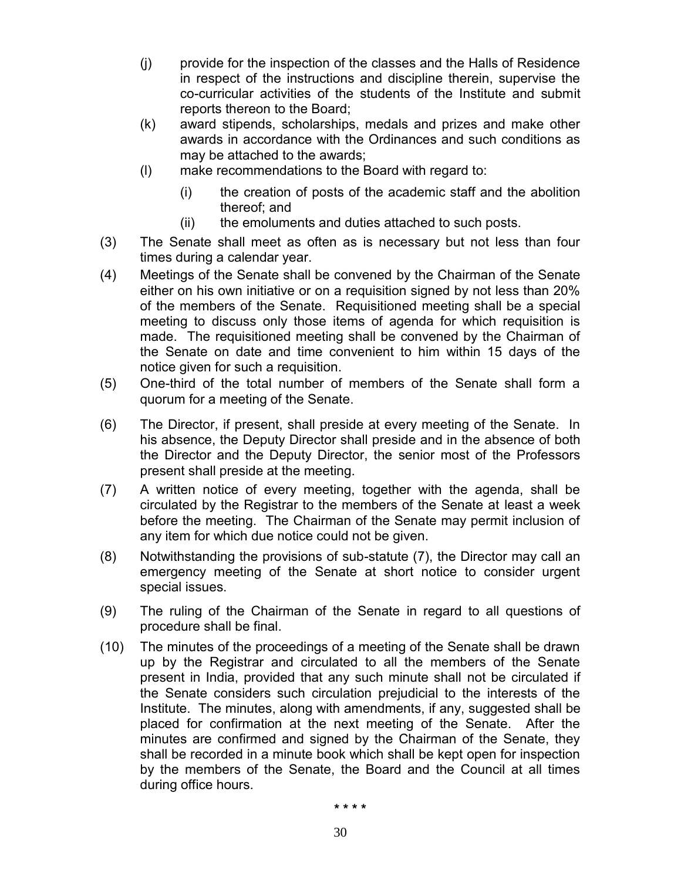(j) provide for the inspection of the classes and the Halls of Residence in respect of the instructions and discipline therein, supervise the co-curricular activities of the students of the Institute and submit reports thereon to the Board;

(k) award stipends, scholarships, medals and prizes and make other awards in accordance with the Ordinances and such conditions as may be attached to the awards;

(l) make recommendations to the Board with regard to:

   (i) the creation of posts of the academic staff and the abolition thereof; and

   (ii) the emoluments and duties attached to such posts.

(3) The Senate shall meet as often as is necessary but not less than four times during a calendar year.

(4) Meetings of the Senate shall be convened by the Chairman of the Senate either on his own initiative or on a requisition signed by not less than 20% of the members of the Senate. Requisitioned meeting shall be a special meeting to discuss only those items of agenda for which requisition is made. The requisitioned meeting shall be convened by the Chairman of the Senate on date and time convenient to him within 15 days of the notice given for such a requisition.

(5) One-third of the total number of members of the Senate shall form a quorum for a meeting of the Senate.

(6) The Director, if present, shall preside at every meeting of the Senate. In his absence, the Deputy Director shall preside and in the absence of both the Director and the Deputy Director, the senior most of the Professors present shall preside at the meeting.

(7) A written notice of every meeting, together with the agenda, shall be circulated by the Registrar to the members of the Senate at least a week before the meeting. The Chairman of the Senate may permit inclusion of any item for which due notice could not be given.

(8) Notwithstanding the provisions of sub-statute (7), the Director may call an emergency meeting of the Senate at short notice to consider urgent special issues.

(9) The ruling of the Chairman of the Senate in regard to all questions of procedure shall be final.

(10) The minutes of the proceedings of a meeting of the Senate shall be drawn up by the Registrar and circulated to all the members of the Senate present in India, provided that any such minute shall not be circulated if the Senate considers such circulation prejudicial to the interests of the Institute. The minutes, along with amendments, if any, suggested shall be placed for confirmation at the next meeting of the Senate. After the minutes are confirmed and signed by the Chairman of the Senate, they shall be recorded in a minute book which shall be kept open for inspection by the members of the Senate, the Board and the Council at all times during office hours.

\* \* \* \*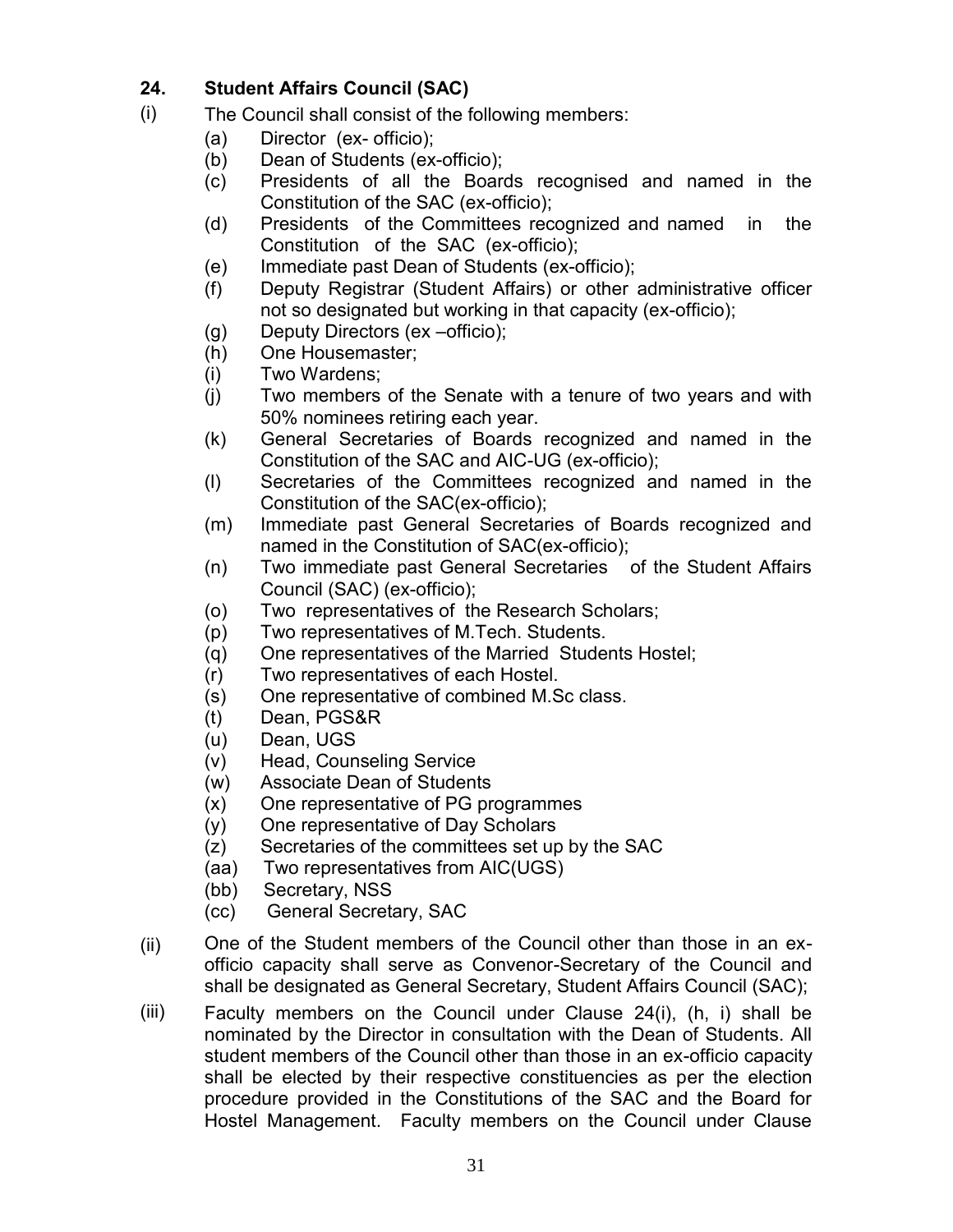## 24. Student Affairs Council (SAC)

(i) The Council shall consist of the following members:

(a) Director (ex- officio);
(b) Dean of Students (ex-officio);
(c) Presidents of all the Boards recognised and named in the Constitution of the SAC (ex-officio);
(d) Presidents of the Committees recognized and named in the Constitution of the SAC (ex-officio);
(e) Immediate past Dean of Students (ex-officio);
(f) Deputy Registrar (Student Affairs) or other administrative officer not so designated but working in that capacity (ex-officio);
(g) Deputy Directors (ex –officio);
(h) One Housemaster;
(i) Two Wardens;
(j) Two members of the Senate with a tenure of two years and with 50% nominees retiring each year.
(k) General Secretaries of Boards recognized and named in the Constitution of the SAC and AIC-UG (ex-officio);
(l) Secretaries of the Committees recognized and named in the Constitution of the SAC(ex-officio);
(m) Immediate past General Secretaries of Boards recognized and named in the Constitution of SAC(ex-officio);
(n) Two immediate past General Secretaries of the Student Affairs Council (SAC) (ex-officio);
(o) Two representatives of the Research Scholars;
(p) Two representatives of M.Tech. Students.
(q) One representatives of the Married Students Hostel;
(r) Two representatives of each Hostel.
(s) One representative of combined M.Sc class.
(t) Dean, PGS&R
(u) Dean, UGS
(v) Head, Counseling Service
(w) Associate Dean of Students
(x) One representative of PG programmes
(y) One representative of Day Scholars
(z) Secretaries of the committees set up by the SAC
(aa) Two representatives from AIC(UGS)
(bb) Secretary, NSS
(cc) General Secretary, SAC

(ii) One of the Student members of the Council other than those in an ex-officio capacity shall serve as Convenor-Secretary of the Council and shall be designated as General Secretary, Student Affairs Council (SAC);

(iii) Faculty members on the Council under Clause 24(i), (h, i) shall be nominated by the Director in consultation with the Dean of Students. All student members of the Council other than those in an ex-officio capacity shall be elected by their respective constituencies as per the election procedure provided in the Constitutions of the SAC and the Board for Hostel Management. Faculty members on the Council under Clause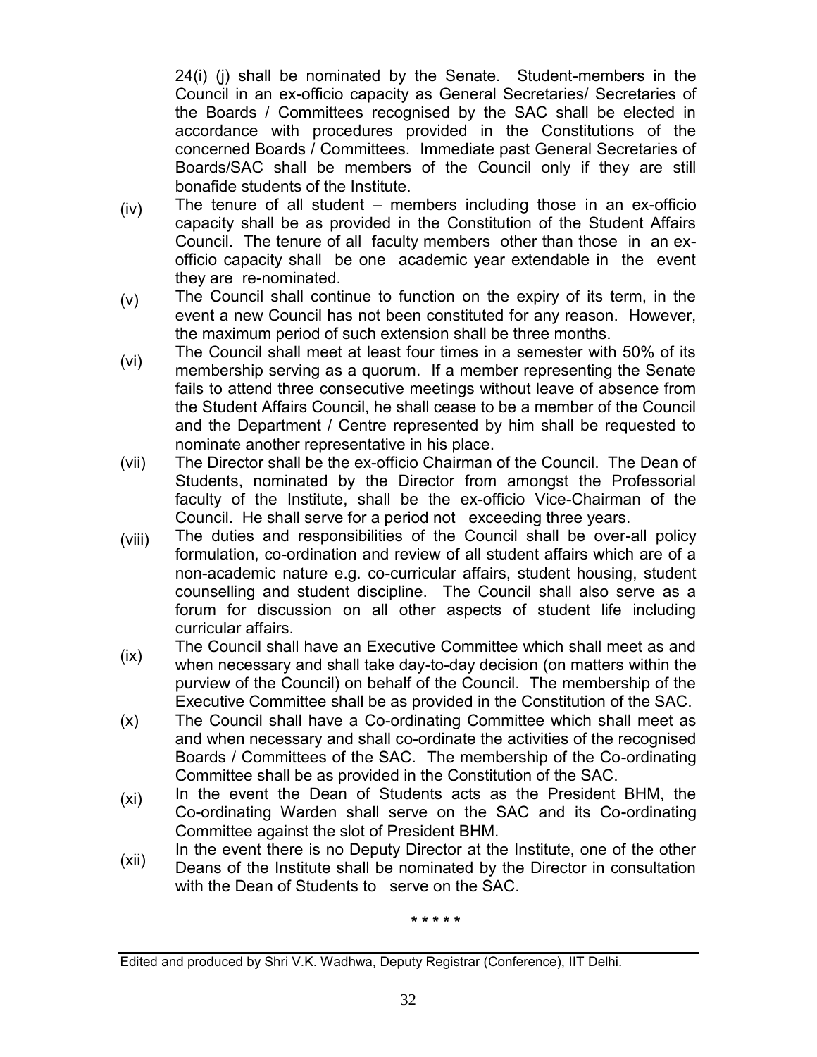24(i) (j) shall be nominated by the Senate. Student-members in the Council in an ex-officio capacity as General Secretaries/ Secretaries of the Boards / Committees recognised by the SAC shall be elected in accordance with procedures provided in the Constitutions of the concerned Boards / Committees. Immediate past General Secretaries of Boards/SAC shall be members of the Council only if they are still bonafide students of the Institute.

(iv) The tenure of all student – members including those in an ex-officio capacity shall be as provided in the Constitution of the Student Affairs Council. The tenure of all faculty members other than those in an ex-officio capacity shall be one academic year extendable in the event they are re-nominated.

(v) The Council shall continue to function on the expiry of its term, in the event a new Council has not been constituted for any reason. However, the maximum period of such extension shall be three months.

(vi) The Council shall meet at least four times in a semester with 50% of its membership serving as a quorum. If a member representing the Senate fails to attend three consecutive meetings without leave of absence from the Student Affairs Council, he shall cease to be a member of the Council and the Department / Centre represented by him shall be requested to nominate another representative in his place.

(vii) The Director shall be the ex-officio Chairman of the Council. The Dean of Students, nominated by the Director from amongst the Professorial faculty of the Institute, shall be the ex-officio Vice-Chairman of the Council. He shall serve for a period not exceeding three years.

(viii) The duties and responsibilities of the Council shall be over-all policy formulation, co-ordination and review of all student affairs which are of a non-academic nature e.g. co-curricular affairs, student housing, student counselling and student discipline. The Council shall also serve as a forum for discussion on all other aspects of student life including curricular affairs.

(ix) The Council shall have an Executive Committee which shall meet as and when necessary and shall take day-to-day decision (on matters within the purview of the Council) on behalf of the Council. The membership of the Executive Committee shall be as provided in the Constitution of the SAC.

(x) The Council shall have a Co-ordinating Committee which shall meet as and when necessary and shall co-ordinate the activities of the recognised Boards / Committees of the SAC. The membership of the Co-ordinating Committee shall be as provided in the Constitution of the SAC.

(xi) In the event the Dean of Students acts as the President BHM, the Co-ordinating Warden shall serve on the SAC and its Co-ordinating Committee against the slot of President BHM.

(xii) In the event there is no Deputy Director at the Institute, one of the other Deans of the Institute shall be nominated by the Director in consultation with the Dean of Students to serve on the SAC.

\* \* \* \* \*

Edited and produced by Shri V.K. Wadhwa, Deputy Registrar (Conference), IIT Delhi.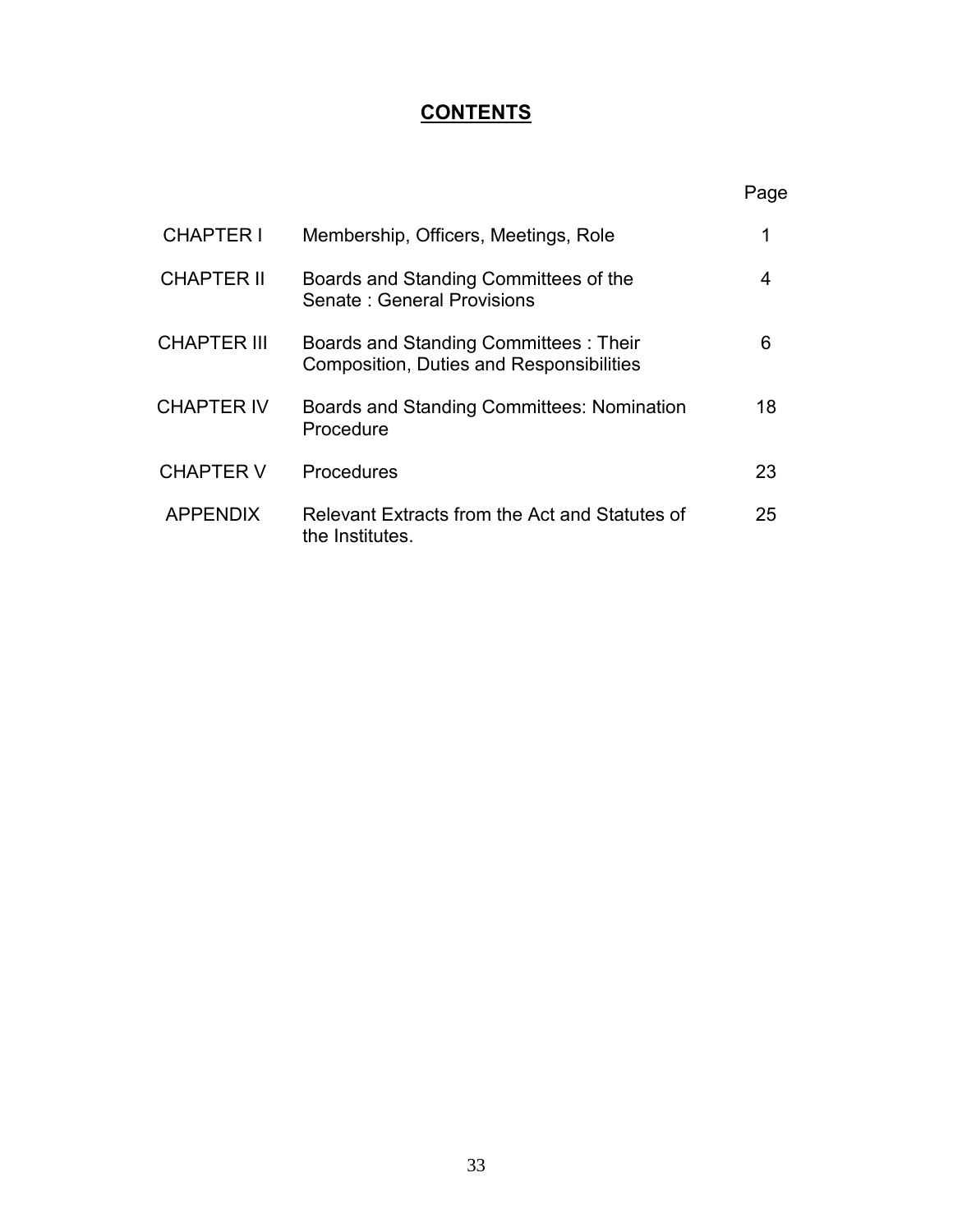# CONTENTS

| | | Page |
| --- | --- | --- |
| CHAPTER I | Membership, Officers, Meetings, Role | 1 |
| CHAPTER II | Boards and Standing Committees of the Senate : General Provisions | 4 |
| CHAPTER III | Boards and Standing Committees : Their Composition, Duties and Responsibilities | 6 |
| CHAPTER IV | Boards and Standing Committees: Nomination Procedure | 18 |
| CHAPTER V | Procedures | 23 |
| APPENDIX | Relevant Extracts from the Act and Statutes of the Institutes. | 25 |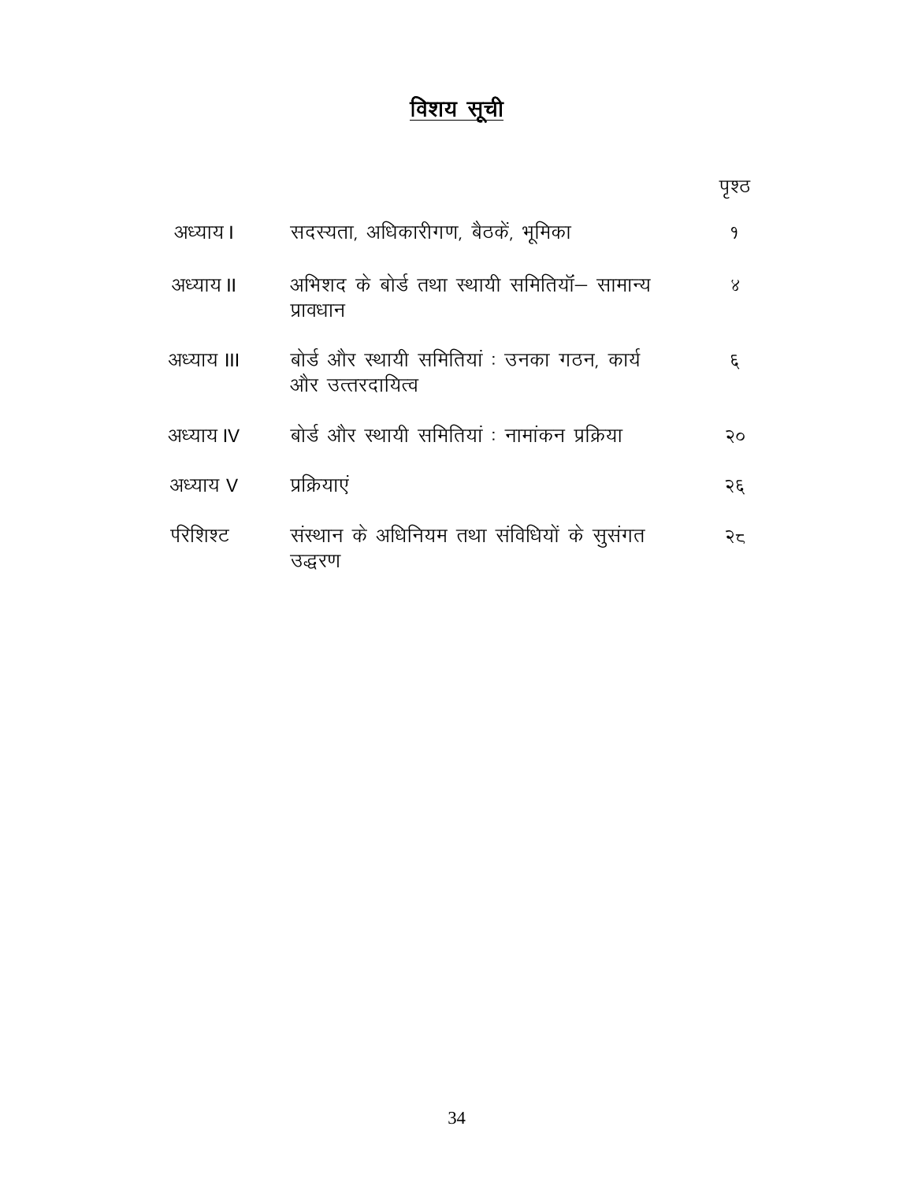# <u>विशय सूची</u>

| | | पृश्ठ |
|---|---|---|
| अध्याय I | सदस्यता, अधिकारीगण, बैठकें, भूमिका | १ |
| अध्याय II | अभिशद के बोर्ड तथा स्थायी समितियॉं– सामान्य प्रावधान | ४ |
| अध्याय III | बोर्ड और स्थायी समितियां : उनका गठन, कार्य और उत्तरदायित्व | ६ |
| अध्याय IV | बोर्ड और स्थायी समितियां : नामांकन प्रक्रिया | २० |
| अध्याय V | प्रक्रियाएं | २६ |
| परिशिश्ट | संस्थान के अधिनियम तथा संविधियों के सुसंगत उद्धरण | २८ |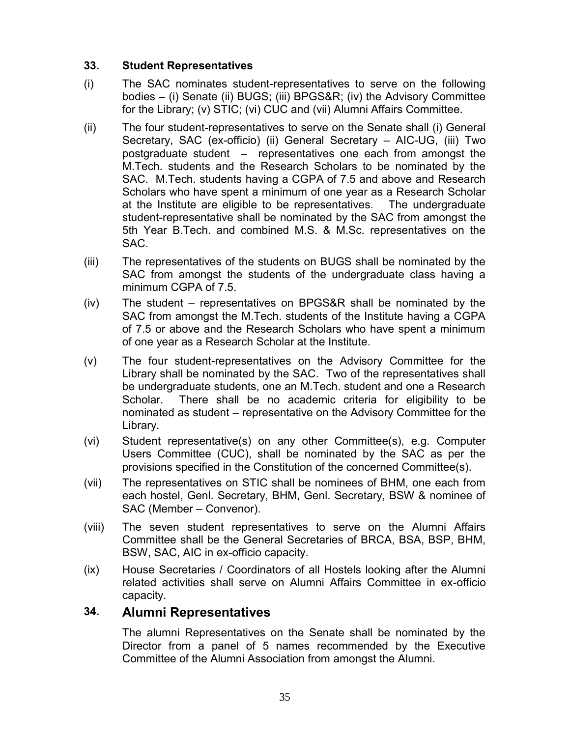## 33. Student Representatives

(i) The SAC nominates student-representatives to serve on the following bodies – (i) Senate (ii) BUGS; (iii) BPGS&R; (iv) the Advisory Committee for the Library; (v) STIC; (vi) CUC and (vii) Alumni Affairs Committee.

(ii) The four student-representatives to serve on the Senate shall (i) General Secretary, SAC (ex-officio) (ii) General Secretary – AIC-UG, (iii) Two postgraduate student – representatives one each from amongst the M.Tech. students and the Research Scholars to be nominated by the SAC. M.Tech. students having a CGPA of 7.5 and above and Research Scholars who have spent a minimum of one year as a Research Scholar at the Institute are eligible to be representatives. The undergraduate student-representative shall be nominated by the SAC from amongst the 5th Year B.Tech. and combined M.S. & M.Sc. representatives on the SAC.

(iii) The representatives of the students on BUGS shall be nominated by the SAC from amongst the students of the undergraduate class having a minimum CGPA of 7.5.

(iv) The student – representatives on BPGS&R shall be nominated by the SAC from amongst the M.Tech. students of the Institute having a CGPA of 7.5 or above and the Research Scholars who have spent a minimum of one year as a Research Scholar at the Institute.

(v) The four student-representatives on the Advisory Committee for the Library shall be nominated by the SAC. Two of the representatives shall be undergraduate students, one an M.Tech. student and one a Research Scholar. There shall be no academic criteria for eligibility to be nominated as student – representative on the Advisory Committee for the Library.

(vi) Student representative(s) on any other Committee(s), e.g. Computer Users Committee (CUC), shall be nominated by the SAC as per the provisions specified in the Constitution of the concerned Committee(s).

(vii) The representatives on STIC shall be nominees of BHM, one each from each hostel, Genl. Secretary, BHM, Genl. Secretary, BSW & nominee of SAC (Member – Convenor).

(viii) The seven student representatives to serve on the Alumni Affairs Committee shall be the General Secretaries of BRCA, BSA, BSP, BHM, BSW, SAC, AIC in ex-officio capacity.

(ix) House Secretaries / Coordinators of all Hostels looking after the Alumni related activities shall serve on Alumni Affairs Committee in ex-officio capacity.

## 34. Alumni Representatives

The alumni Representatives on the Senate shall be nominated by the Director from a panel of 5 names recommended by the Executive Committee of the Alumni Association from amongst the Alumni.